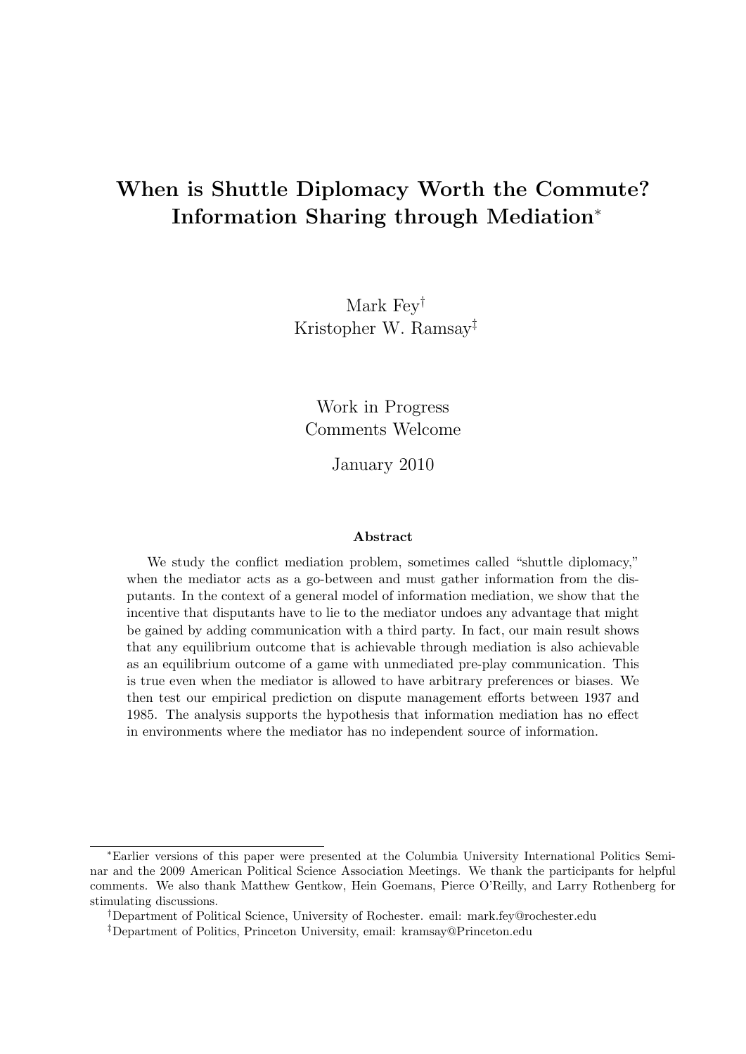# When is Shuttle Diplomacy Worth the Commute? Information Sharing through Mediation[*]

Mark Fey[†]
Kristopher W. Ramsay[‡]

Work in Progress
Comments Welcome

January 2010

**Abstract**

We study the conflict mediation problem, sometimes called "shuttle diplomacy," when the mediator acts as a go-between and must gather information from the disputants. In the context of a general model of information mediation, we show that the incentive that disputants have to lie to the mediator undoes any advantage that might be gained by adding communication with a third party. In fact, our main result shows that any equilibrium outcome that is achievable through mediation is also achievable as an equilibrium outcome of a game with unmediated pre-play communication. This is true even when the mediator is allowed to have arbitrary preferences or biases. We then test our empirical prediction on dispute management efforts between 1937 and 1985. The analysis supports the hypothesis that information mediation has no effect in environments where the mediator has no independent source of information.

---

[*] Earlier versions of this paper were presented at the Columbia University International Politics Seminar and the 2009 American Political Science Association Meetings. We thank the participants for helpful comments. We also thank Matthew Gentkow, Hein Goemans, Pierce O'Reilly, and Larry Rothenberg for stimulating discussions.

[†] Department of Political Science, University of Rochester. email: mark.fey@rochester.edu

[‡] Department of Politics, Princeton University, email: kramsay@Princeton.edu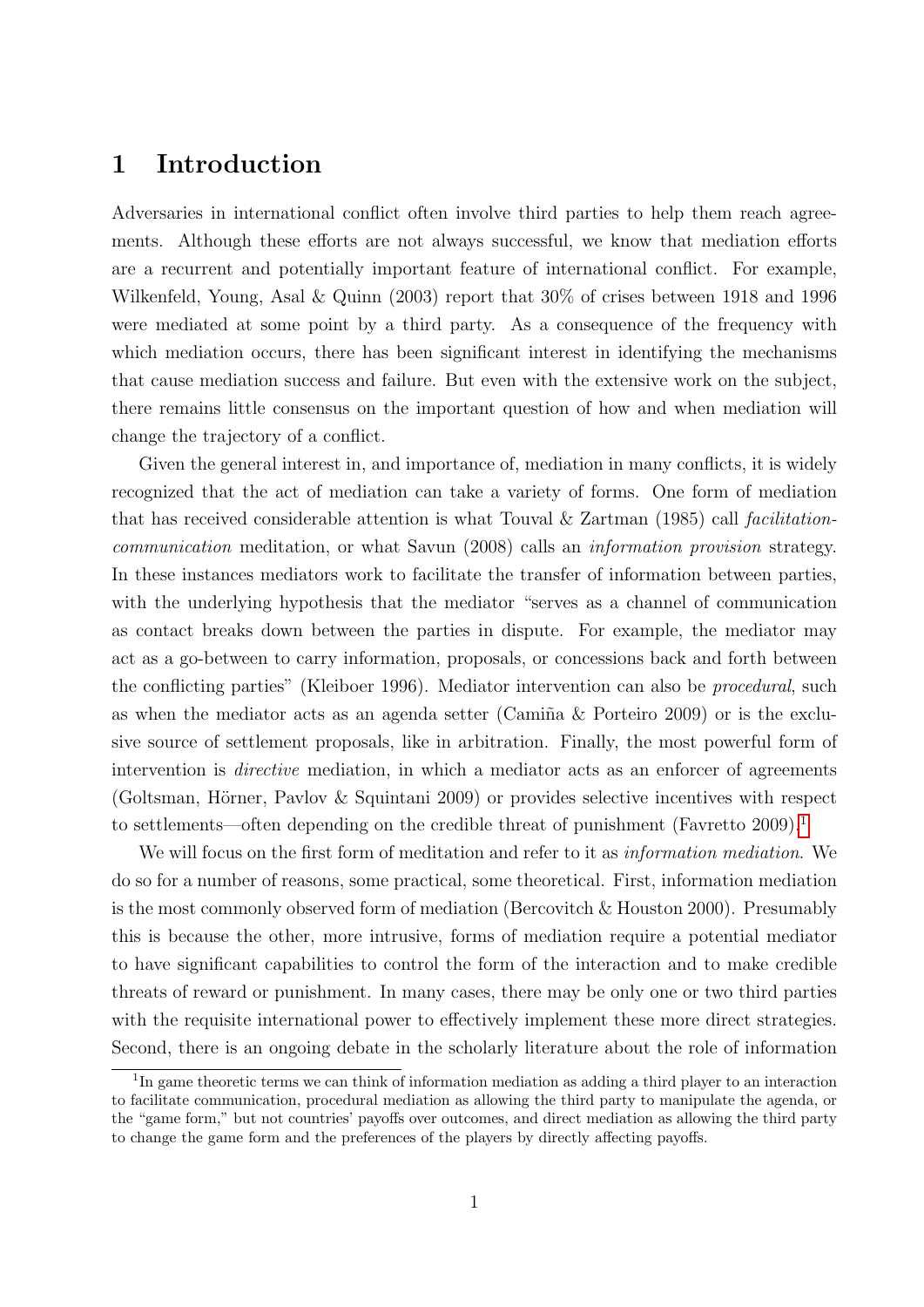# 1 Introduction

Adversaries in international conflict often involve third parties to help them reach agreements. Although these efforts are not always successful, we know that mediation efforts are a recurrent and potentially important feature of international conflict. For example, Wilkenfeld, Young, Asal & Quinn (2003) report that 30% of crises between 1918 and 1996 were mediated at some point by a third party. As a consequence of the frequency with which mediation occurs, there has been significant interest in identifying the mechanisms that cause mediation success and failure. But even with the extensive work on the subject, there remains little consensus on the important question of how and when mediation will change the trajectory of a conflict.

Given the general interest in, and importance of, mediation in many conflicts, it is widely recognized that the act of mediation can take a variety of forms. One form of mediation that has received considerable attention is what Touval & Zartman (1985) call *facilitation-communication* meditation, or what Savun (2008) calls an *information provision* strategy. In these instances mediators work to facilitate the transfer of information between parties, with the underlying hypothesis that the mediator "serves as a channel of communication as contact breaks down between the parties in dispute. For example, the mediator may act as a go-between to carry information, proposals, or concessions back and forth between the conflicting parties" (Kleiboer 1996). Mediator intervention can also be *procedural*, such as when the mediator acts as an agenda setter (Camiña & Porteiro 2009) or is the exclusive source of settlement proposals, like in arbitration. Finally, the most powerful form of intervention is *directive* mediation, in which a mediator acts as an enforcer of agreements (Goltsman, Hörner, Pavlov & Squintani 2009) or provides selective incentives with respect to settlements—often depending on the credible threat of punishment (Favretto 2009).[1]

We will focus on the first form of meditation and refer to it as *information mediation*. We do so for a number of reasons, some practical, some theoretical. First, information mediation is the most commonly observed form of mediation (Bercovitch & Houston 2000). Presumably this is because the other, more intrusive, forms of mediation require a potential mediator to have significant capabilities to control the form of the interaction and to make credible threats of reward or punishment. In many cases, there may be only one or two third parties with the requisite international power to effectively implement these more direct strategies. Second, there is an ongoing debate in the scholarly literature about the role of information

[1] In game theoretic terms we can think of information mediation as adding a third player to an interaction to facilitate communication, procedural mediation as allowing the third party to manipulate the agenda, or the "game form," but not countries' payoffs over outcomes, and direct mediation as allowing the third party to change the game form and the preferences of the players by directly affecting payoffs.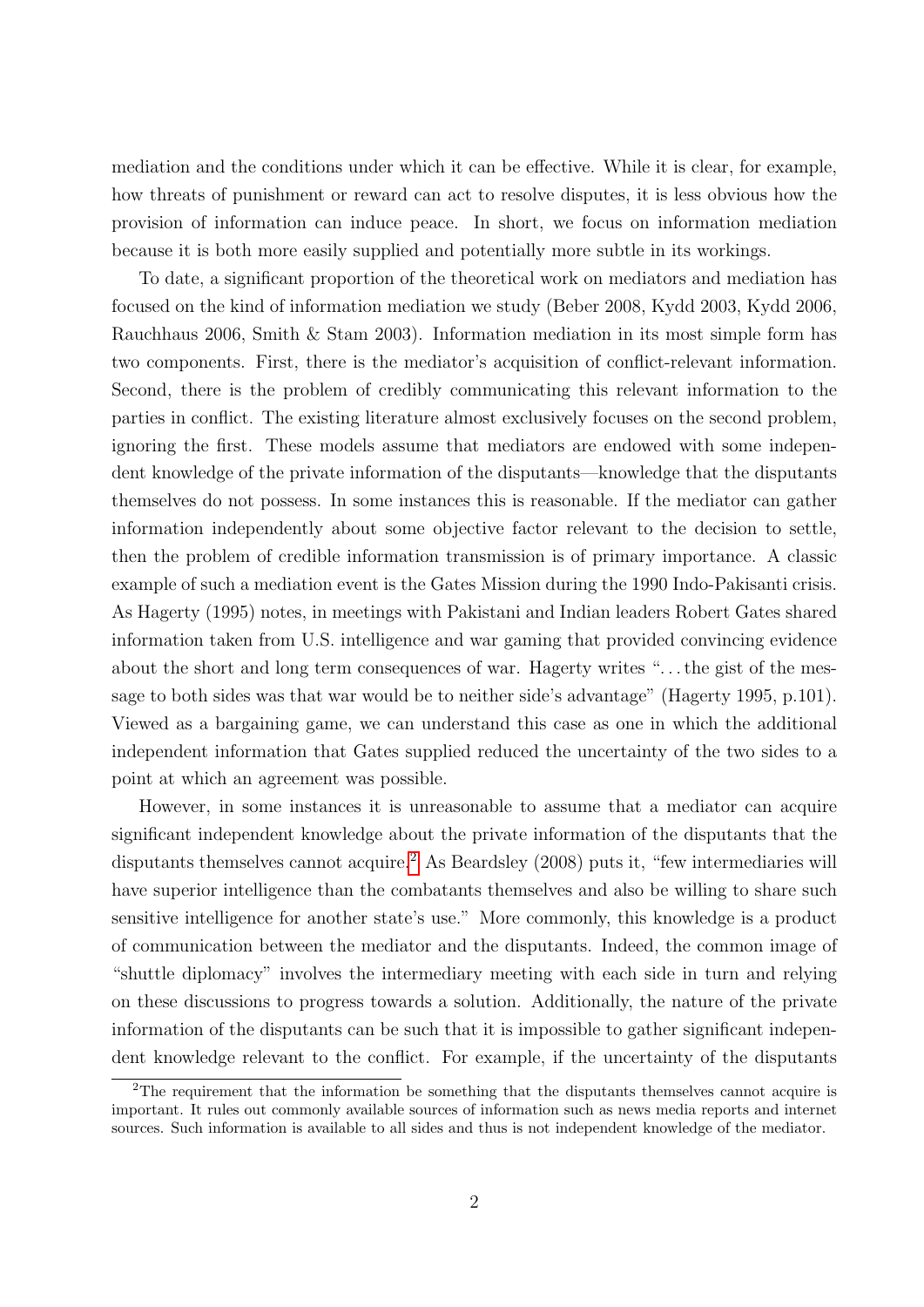mediation and the conditions under which it can be effective. While it is clear, for example, how threats of punishment or reward can act to resolve disputes, it is less obvious how the provision of information can induce peace. In short, we focus on information mediation because it is both more easily supplied and potentially more subtle in its workings.

To date, a significant proportion of the theoretical work on mediators and mediation has focused on the kind of information mediation we study (Beber 2008, Kydd 2003, Kydd 2006, Rauchhaus 2006, Smith & Stam 2003). Information mediation in its most simple form has two components. First, there is the mediator's acquisition of conflict-relevant information. Second, there is the problem of credibly communicating this relevant information to the parties in conflict. The existing literature almost exclusively focuses on the second problem, ignoring the first. These models assume that mediators are endowed with some independent knowledge of the private information of the disputants—knowledge that the disputants themselves do not possess. In some instances this is reasonable. If the mediator can gather information independently about some objective factor relevant to the decision to settle, then the problem of credible information transmission is of primary importance. A classic example of such a mediation event is the Gates Mission during the 1990 Indo-Pakisanti crisis. As Hagerty (1995) notes, in meetings with Pakistani and Indian leaders Robert Gates shared information taken from U.S. intelligence and war gaming that provided convincing evidence about the short and long term consequences of war. Hagerty writes "...the gist of the message to both sides was that war would be to neither side's advantage" (Hagerty 1995, p.101). Viewed as a bargaining game, we can understand this case as one in which the additional independent information that Gates supplied reduced the uncertainty of the two sides to a point at which an agreement was possible.

However, in some instances it is unreasonable to assume that a mediator can acquire significant independent knowledge about the private information of the disputants that the disputants themselves cannot acquire.[2] As Beardsley (2008) puts it, "few intermediaries will have superior intelligence than the combatants themselves and also be willing to share such sensitive intelligence for another state's use." More commonly, this knowledge is a product of communication between the mediator and the disputants. Indeed, the common image of "shuttle diplomacy" involves the intermediary meeting with each side in turn and relying on these discussions to progress towards a solution. Additionally, the nature of the private information of the disputants can be such that it is impossible to gather significant independent knowledge relevant to the conflict. For example, if the uncertainty of the disputants

[2] The requirement that the information be something that the disputants themselves cannot acquire is important. It rules out commonly available sources of information such as news media reports and internet sources. Such information is available to all sides and thus is not independent knowledge of the mediator.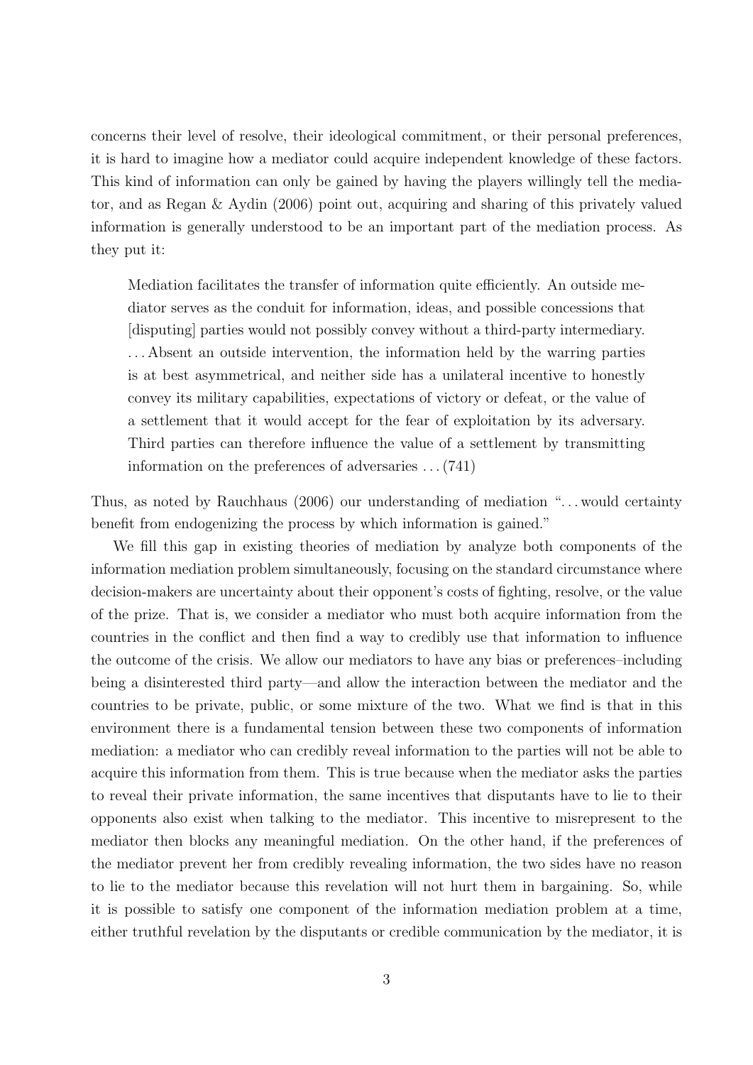concerns their level of resolve, their ideological commitment, or their personal preferences, it is hard to imagine how a mediator could acquire independent knowledge of these factors. This kind of information can only be gained by having the players willingly tell the mediator, and as Regan & Aydin (2006) point out, acquiring and sharing of this privately valued information is generally understood to be an important part of the mediation process. As they put it:

> Mediation facilitates the transfer of information quite efficiently. An outside mediator serves as the conduit for information, ideas, and possible concessions that [disputing] parties would not possibly convey without a third-party intermediary. . . . Absent an outside intervention, the information held by the warring parties is at best asymmetrical, and neither side has a unilateral incentive to honestly convey its military capabilities, expectations of victory or defeat, or the value of a settlement that it would accept for the fear of exploitation by its adversary. Third parties can therefore influence the value of a settlement by transmitting information on the preferences of adversaries . . . (741)

Thus, as noted by Rauchhaus (2006) our understanding of mediation ". . . would certainty benefit from endogenizing the process by which information is gained."

We fill this gap in existing theories of mediation by analyze both components of the information mediation problem simultaneously, focusing on the standard circumstance where decision-makers are uncertainty about their opponent's costs of fighting, resolve, or the value of the prize. That is, we consider a mediator who must both acquire information from the countries in the conflict and then find a way to credibly use that information to influence the outcome of the crisis. We allow our mediators to have any bias or preferences–including being a disinterested third party—and allow the interaction between the mediator and the countries to be private, public, or some mixture of the two. What we find is that in this environment there is a fundamental tension between these two components of information mediation: a mediator who can credibly reveal information to the parties will not be able to acquire this information from them. This is true because when the mediator asks the parties to reveal their private information, the same incentives that disputants have to lie to their opponents also exist when talking to the mediator. This incentive to misrepresent to the mediator then blocks any meaningful mediation. On the other hand, if the preferences of the mediator prevent her from credibly revealing information, the two sides have no reason to lie to the mediator because this revelation will not hurt them in bargaining. So, while it is possible to satisfy one component of the information mediation problem at a time, either truthful revelation by the disputants or credible communication by the mediator, it is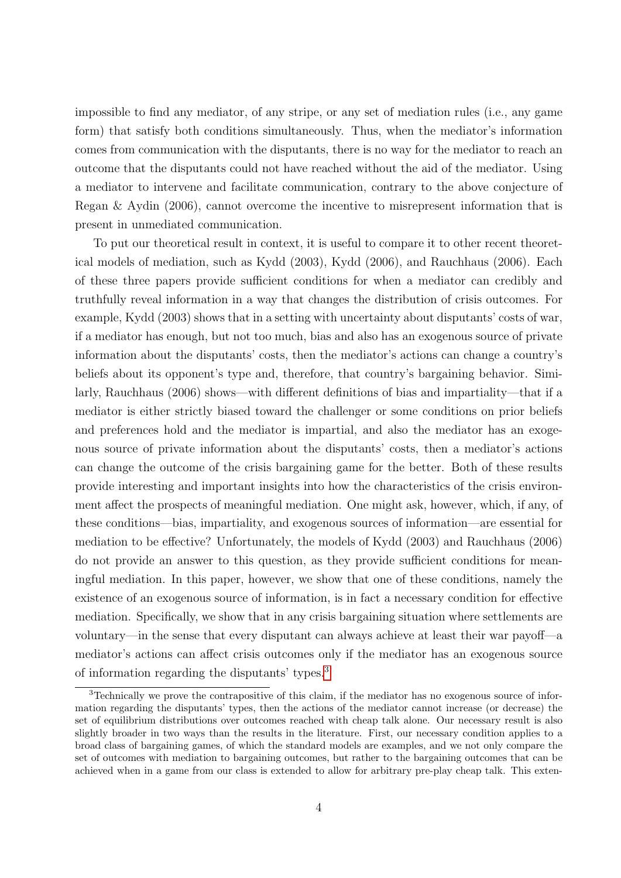impossible to find any mediator, of any stripe, or any set of mediation rules (i.e., any game form) that satisfy both conditions simultaneously. Thus, when the mediator's information comes from communication with the disputants, there is no way for the mediator to reach an outcome that the disputants could not have reached without the aid of the mediator. Using a mediator to intervene and facilitate communication, contrary to the above conjecture of Regan & Aydin (2006), cannot overcome the incentive to misrepresent information that is present in unmediated communication.

To put our theoretical result in context, it is useful to compare it to other recent theoretical models of mediation, such as Kydd (2003), Kydd (2006), and Rauchhaus (2006). Each of these three papers provide sufficient conditions for when a mediator can credibly and truthfully reveal information in a way that changes the distribution of crisis outcomes. For example, Kydd (2003) shows that in a setting with uncertainty about disputants' costs of war, if a mediator has enough, but not too much, bias and also has an exogenous source of private information about the disputants' costs, then the mediator's actions can change a country's beliefs about its opponent's type and, therefore, that country's bargaining behavior. Similarly, Rauchhaus (2006) shows—with different definitions of bias and impartiality—that if a mediator is either strictly biased toward the challenger or some conditions on prior beliefs and preferences hold and the mediator is impartial, and also the mediator has an exogenous source of private information about the disputants' costs, then a mediator's actions can change the outcome of the crisis bargaining game for the better. Both of these results provide interesting and important insights into how the characteristics of the crisis environment affect the prospects of meaningful mediation. One might ask, however, which, if any, of these conditions—bias, impartiality, and exogenous sources of information—are essential for mediation to be effective? Unfortunately, the models of Kydd (2003) and Rauchhaus (2006) do not provide an answer to this question, as they provide sufficient conditions for meaningful mediation. In this paper, however, we show that one of these conditions, namely the existence of an exogenous source of information, is in fact a necessary condition for effective mediation. Specifically, we show that in any crisis bargaining situation where settlements are voluntary—in the sense that every disputant can always achieve at least their war payoff—a mediator's actions can affect crisis outcomes only if the mediator has an exogenous source of information regarding the disputants' types.[3]

[3]Technically we prove the contrapositive of this claim, if the mediator has no exogenous source of information regarding the disputants' types, then the actions of the mediator cannot increase (or decrease) the set of equilibrium distributions over outcomes reached with cheap talk alone. Our necessary result is also slightly broader in two ways than the results in the literature. First, our necessary condition applies to a broad class of bargaining games, of which the standard models are examples, and we not only compare the set of outcomes with mediation to bargaining outcomes, but rather to the bargaining outcomes that can be achieved when in a game from our class is extended to allow for arbitrary pre-play cheap talk. This exten-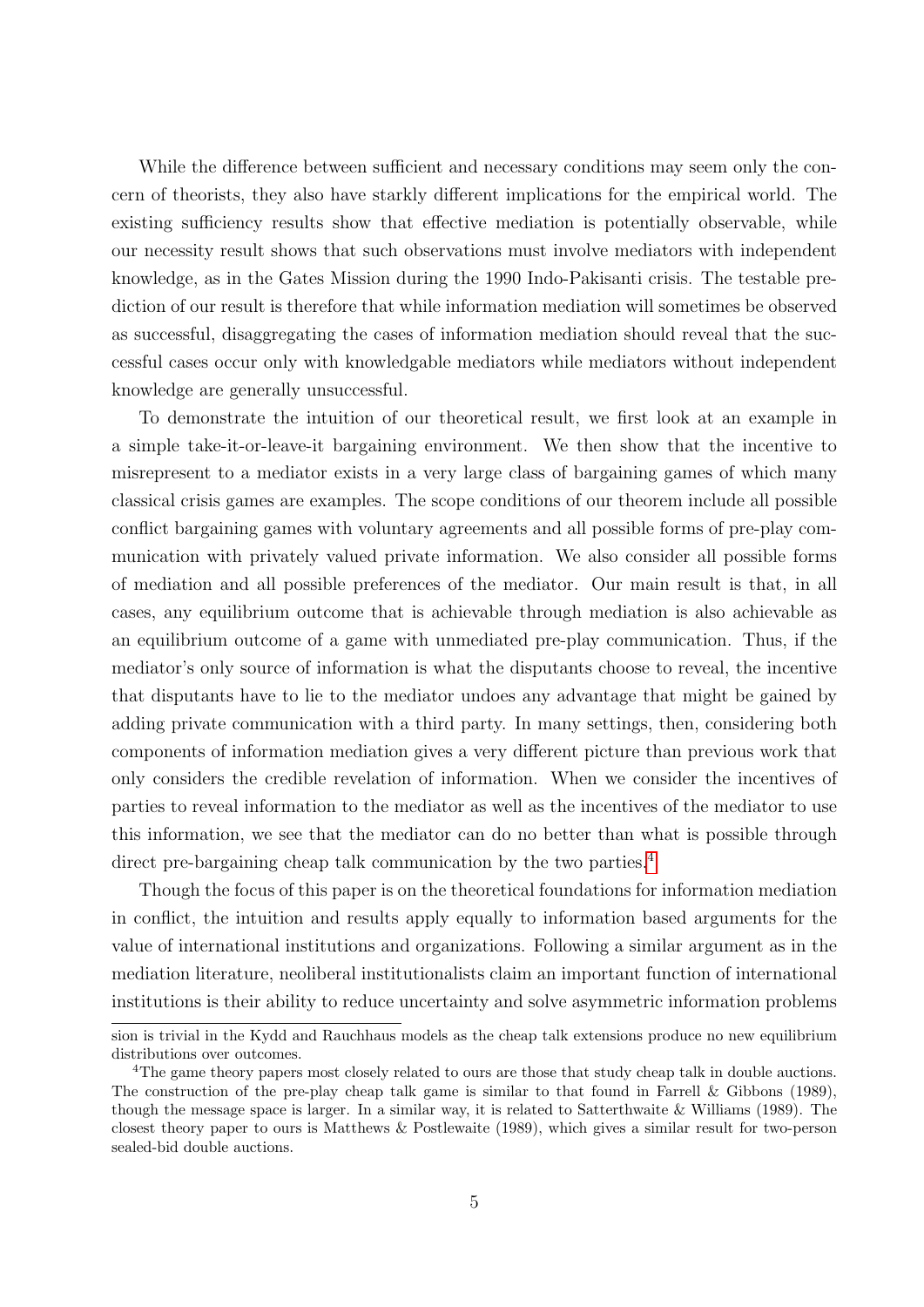While the difference between sufficient and necessary conditions may seem only the concern of theorists, they also have starkly different implications for the empirical world. The existing sufficiency results show that effective mediation is potentially observable, while our necessity result shows that such observations must involve mediators with independent knowledge, as in the Gates Mission during the 1990 Indo-Pakisanti crisis. The testable prediction of our result is therefore that while information mediation will sometimes be observed as successful, disaggregating the cases of information mediation should reveal that the successful cases occur only with knowledgable mediators while mediators without independent knowledge are generally unsuccessful.

To demonstrate the intuition of our theoretical result, we first look at an example in a simple take-it-or-leave-it bargaining environment. We then show that the incentive to misrepresent to a mediator exists in a very large class of bargaining games of which many classical crisis games are examples. The scope conditions of our theorem include all possible conflict bargaining games with voluntary agreements and all possible forms of pre-play communication with privately valued private information. We also consider all possible forms of mediation and all possible preferences of the mediator. Our main result is that, in all cases, any equilibrium outcome that is achievable through mediation is also achievable as an equilibrium outcome of a game with unmediated pre-play communication. Thus, if the mediator's only source of information is what the disputants choose to reveal, the incentive that disputants have to lie to the mediator undoes any advantage that might be gained by adding private communication with a third party. In many settings, then, considering both components of information mediation gives a very different picture than previous work that only considers the credible revelation of information. When we consider the incentives of parties to reveal information to the mediator as well as the incentives of the mediator to use this information, we see that the mediator can do no better than what is possible through direct pre-bargaining cheap talk communication by the two parties.[4]

Though the focus of this paper is on the theoretical foundations for information mediation in conflict, the intuition and results apply equally to information based arguments for the value of international institutions and organizations. Following a similar argument as in the mediation literature, neoliberal institutionalists claim an important function of international institutions is their ability to reduce uncertainty and solve asymmetric information problems

sion is trivial in the Kydd and Rauchhaus models as the cheap talk extensions produce no new equilibrium distributions over outcomes.

[4]The game theory papers most closely related to ours are those that study cheap talk in double auctions. The construction of the pre-play cheap talk game is similar to that found in Farrell & Gibbons (1989), though the message space is larger. In a similar way, it is related to Satterthwaite & Williams (1989). The closest theory paper to ours is Matthews & Postlewaite (1989), which gives a similar result for two-person sealed-bid double auctions.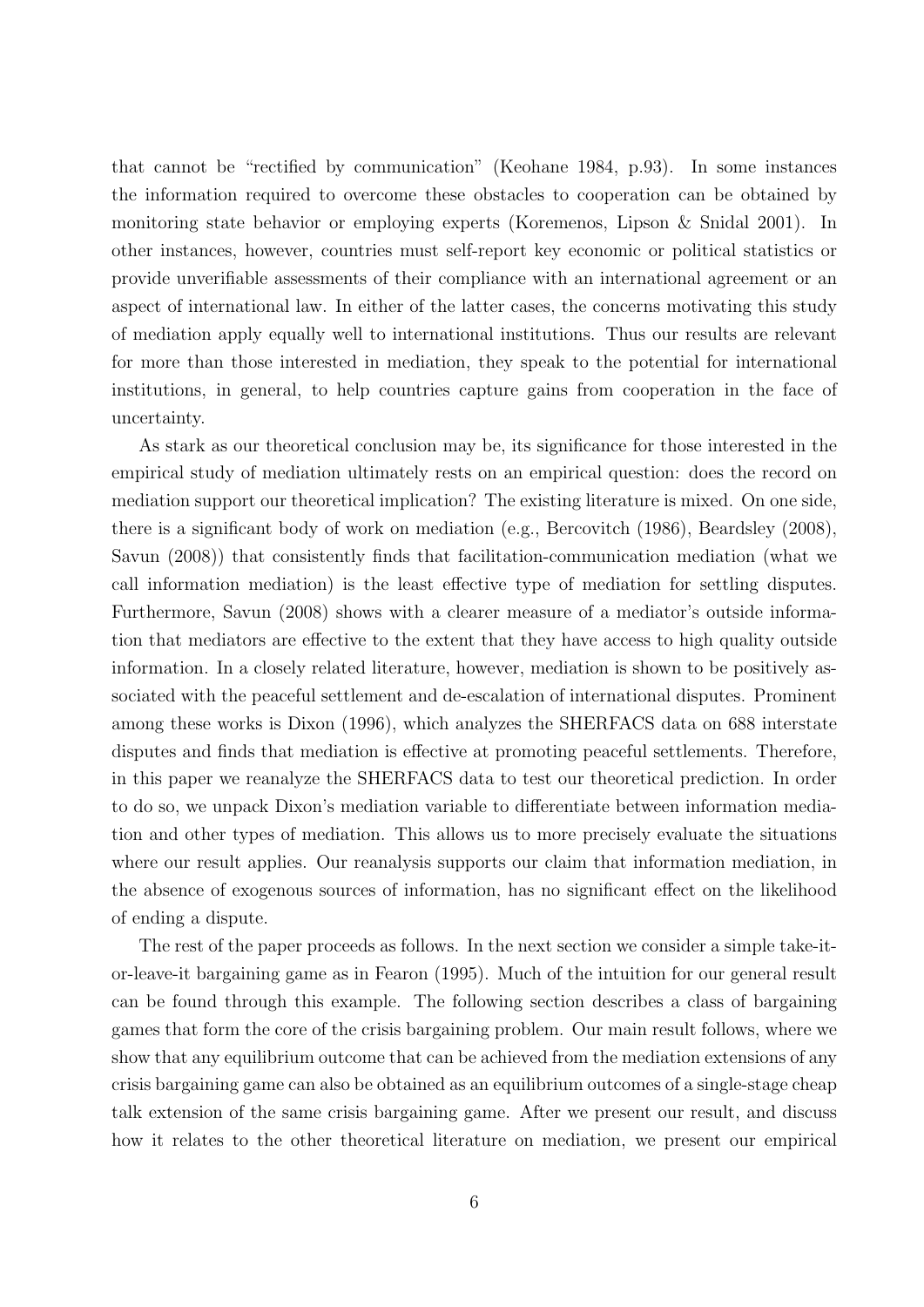that cannot be "rectified by communication" (Keohane 1984, p.93). In some instances the information required to overcome these obstacles to cooperation can be obtained by monitoring state behavior or employing experts (Koremenos, Lipson & Snidal 2001). In other instances, however, countries must self-report key economic or political statistics or provide unverifiable assessments of their compliance with an international agreement or an aspect of international law. In either of the latter cases, the concerns motivating this study of mediation apply equally well to international institutions. Thus our results are relevant for more than those interested in mediation, they speak to the potential for international institutions, in general, to help countries capture gains from cooperation in the face of uncertainty.

As stark as our theoretical conclusion may be, its significance for those interested in the empirical study of mediation ultimately rests on an empirical question: does the record on mediation support our theoretical implication? The existing literature is mixed. On one side, there is a significant body of work on mediation (e.g., Bercovitch (1986), Beardsley (2008), Savun (2008)) that consistently finds that facilitation-communication mediation (what we call information mediation) is the least effective type of mediation for settling disputes. Furthermore, Savun (2008) shows with a clearer measure of a mediator's outside information that mediators are effective to the extent that they have access to high quality outside information. In a closely related literature, however, mediation is shown to be positively associated with the peaceful settlement and de-escalation of international disputes. Prominent among these works is Dixon (1996), which analyzes the SHERFACS data on 688 interstate disputes and finds that mediation is effective at promoting peaceful settlements. Therefore, in this paper we reanalyze the SHERFACS data to test our theoretical prediction. In order to do so, we unpack Dixon's mediation variable to differentiate between information mediation and other types of mediation. This allows us to more precisely evaluate the situations where our result applies. Our reanalysis supports our claim that information mediation, in the absence of exogenous sources of information, has no significant effect on the likelihood of ending a dispute.

The rest of the paper proceeds as follows. In the next section we consider a simple take-it-or-leave-it bargaining game as in Fearon (1995). Much of the intuition for our general result can be found through this example. The following section describes a class of bargaining games that form the core of the crisis bargaining problem. Our main result follows, where we show that any equilibrium outcome that can be achieved from the mediation extensions of any crisis bargaining game can also be obtained as an equilibrium outcomes of a single-stage cheap talk extension of the same crisis bargaining game. After we present our result, and discuss how it relates to the other theoretical literature on mediation, we present our empirical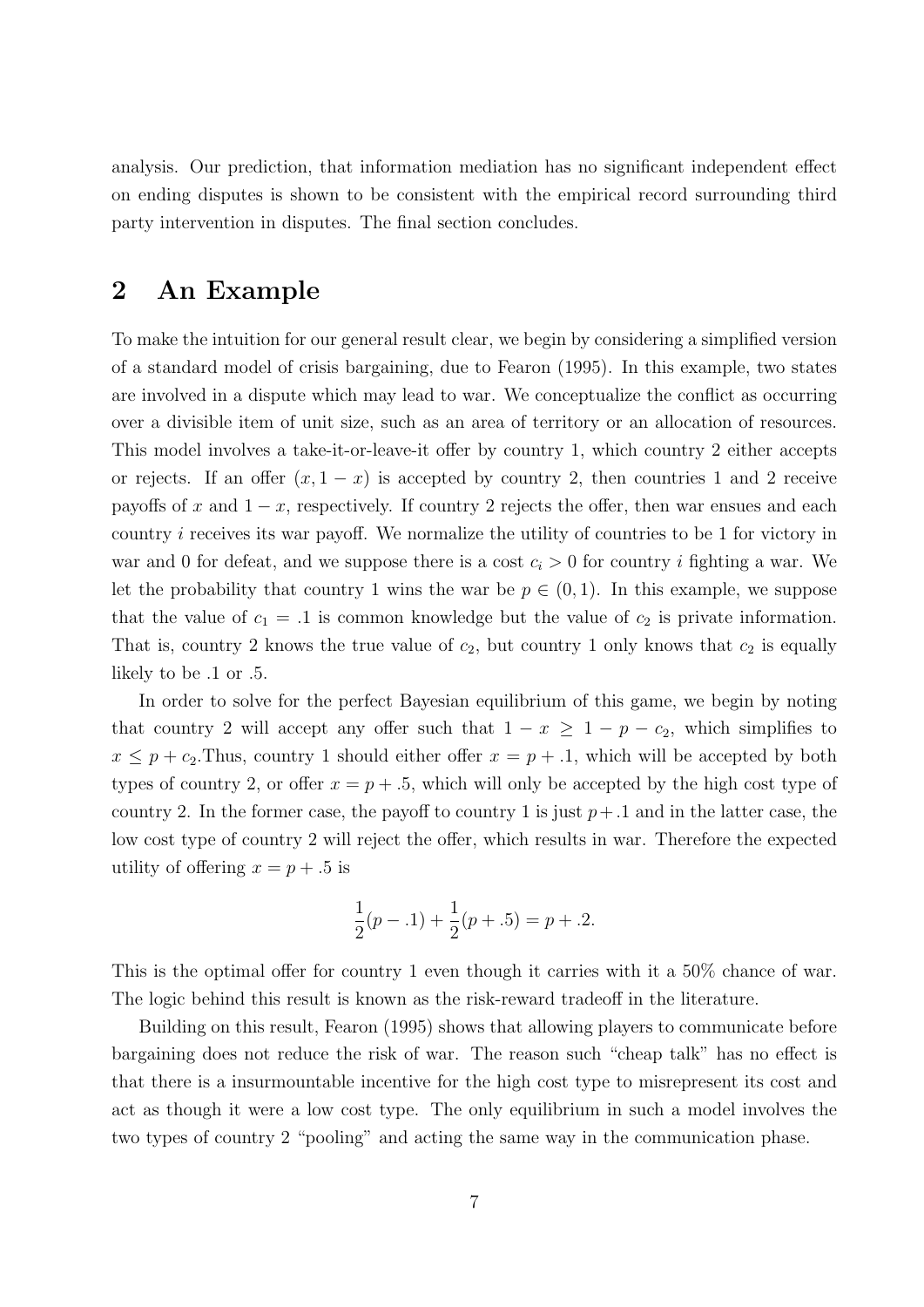analysis. Our prediction, that information mediation has no significant independent effect on ending disputes is shown to be consistent with the empirical record surrounding third party intervention in disputes. The final section concludes.

## 2 An Example

To make the intuition for our general result clear, we begin by considering a simplified version of a standard model of crisis bargaining, due to Fearon (1995). In this example, two states are involved in a dispute which may lead to war. We conceptualize the conflict as occurring over a divisible item of unit size, such as an area of territory or an allocation of resources. This model involves a take-it-or-leave-it offer by country 1, which country 2 either accepts or rejects. If an offer $(x, 1-x)$ is accepted by country 2, then countries 1 and 2 receive payoffs of $x$ and $1-x$, respectively. If country 2 rejects the offer, then war ensues and each country $i$ receives its war payoff. We normalize the utility of countries to be 1 for victory in war and 0 for defeat, and we suppose there is a cost $c_i > 0$ for country $i$ fighting a war. We let the probability that country 1 wins the war be $p \in (0,1)$. In this example, we suppose that the value of $c_1 = .1$ is common knowledge but the value of $c_2$ is private information. That is, country 2 knows the true value of $c_2$, but country 1 only knows that $c_2$ is equally likely to be .1 or .5.

In order to solve for the perfect Bayesian equilibrium of this game, we begin by noting that country 2 will accept any offer such that $1 - x \geq 1 - p - c_2$, which simplifies to $x \leq p + c_2$.Thus, country 1 should either offer $x = p + .1$, which will be accepted by both types of country 2, or offer $x = p + .5$, which will only be accepted by the high cost type of country 2. In the former case, the payoff to country 1 is just $p + .1$ and in the latter case, the low cost type of country 2 will reject the offer, which results in war. Therefore the expected utility of offering $x = p + .5$ is

$$\frac{1}{2}(p - .1) + \frac{1}{2}(p + .5) = p + .2.$$

This is the optimal offer for country 1 even though it carries with it a 50% chance of war. The logic behind this result is known as the risk-reward tradeoff in the literature.

Building on this result, Fearon (1995) shows that allowing players to communicate before bargaining does not reduce the risk of war. The reason such "cheap talk" has no effect is that there is a insurmountable incentive for the high cost type to misrepresent its cost and act as though it were a low cost type. The only equilibrium in such a model involves the two types of country 2 "pooling" and acting the same way in the communication phase.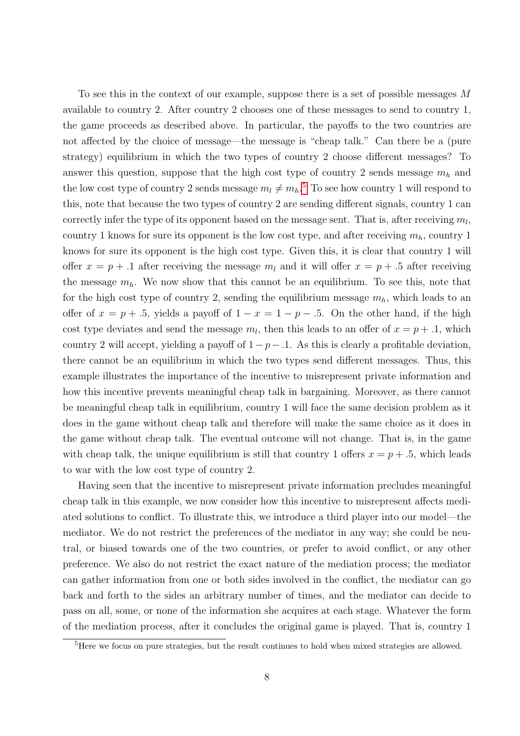To see this in the context of our example, suppose there is a set of possible messages $M$ available to country 2. After country 2 chooses one of these messages to send to country 1, the game proceeds as described above. In particular, the payoffs to the two countries are not affected by the choice of message—the message is "cheap talk." Can there be a (pure strategy) equilibrium in which the two types of country 2 choose different messages? To answer this question, suppose that the high cost type of country 2 sends message $m_h$ and the low cost type of country 2 sends message $m_l \neq m_h$.[5] To see how country 1 will respond to this, note that because the two types of country 2 are sending different signals, country 1 can correctly infer the type of its opponent based on the message sent. That is, after receiving $m_l$, country 1 knows for sure its opponent is the low cost type, and after receiving $m_h$, country 1 knows for sure its opponent is the high cost type. Given this, it is clear that country 1 will offer $x = p + .1$ after receiving the message $m_l$ and it will offer $x = p + .5$ after receiving the message $m_h$. We now show that this cannot be an equilibrium. To see this, note that for the high cost type of country 2, sending the equilibrium message $m_h$, which leads to an offer of $x = p + .5$, yields a payoff of $1 - x = 1 - p - .5$. On the other hand, if the high cost type deviates and send the message $m_l$, then this leads to an offer of $x = p + .1$, which country 2 will accept, yielding a payoff of $1 - p - .1$. As this is clearly a profitable deviation, there cannot be an equilibrium in which the two types send different messages. Thus, this example illustrates the importance of the incentive to misrepresent private information and how this incentive prevents meaningful cheap talk in bargaining. Moreover, as there cannot be meaningful cheap talk in equilibrium, country 1 will face the same decision problem as it does in the game without cheap talk and therefore will make the same choice as it does in the game without cheap talk. The eventual outcome will not change. That is, in the game with cheap talk, the unique equilibrium is still that country 1 offers $x = p + .5$, which leads to war with the low cost type of country 2.

Having seen that the incentive to misrepresent private information precludes meaningful cheap talk in this example, we now consider how this incentive to misrepresent affects mediated solutions to conflict. To illustrate this, we introduce a third player into our model—the mediator. We do not restrict the preferences of the mediator in any way; she could be neutral, or biased towards one of the two countries, or prefer to avoid conflict, or any other preference. We also do not restrict the exact nature of the mediation process; the mediator can gather information from one or both sides involved in the conflict, the mediator can go back and forth to the sides an arbitrary number of times, and the mediator can decide to pass on all, some, or none of the information she acquires at each stage. Whatever the form of the mediation process, after it concludes the original game is played. That is, country 1

[5] Here we focus on pure strategies, but the result continues to hold when mixed strategies are allowed.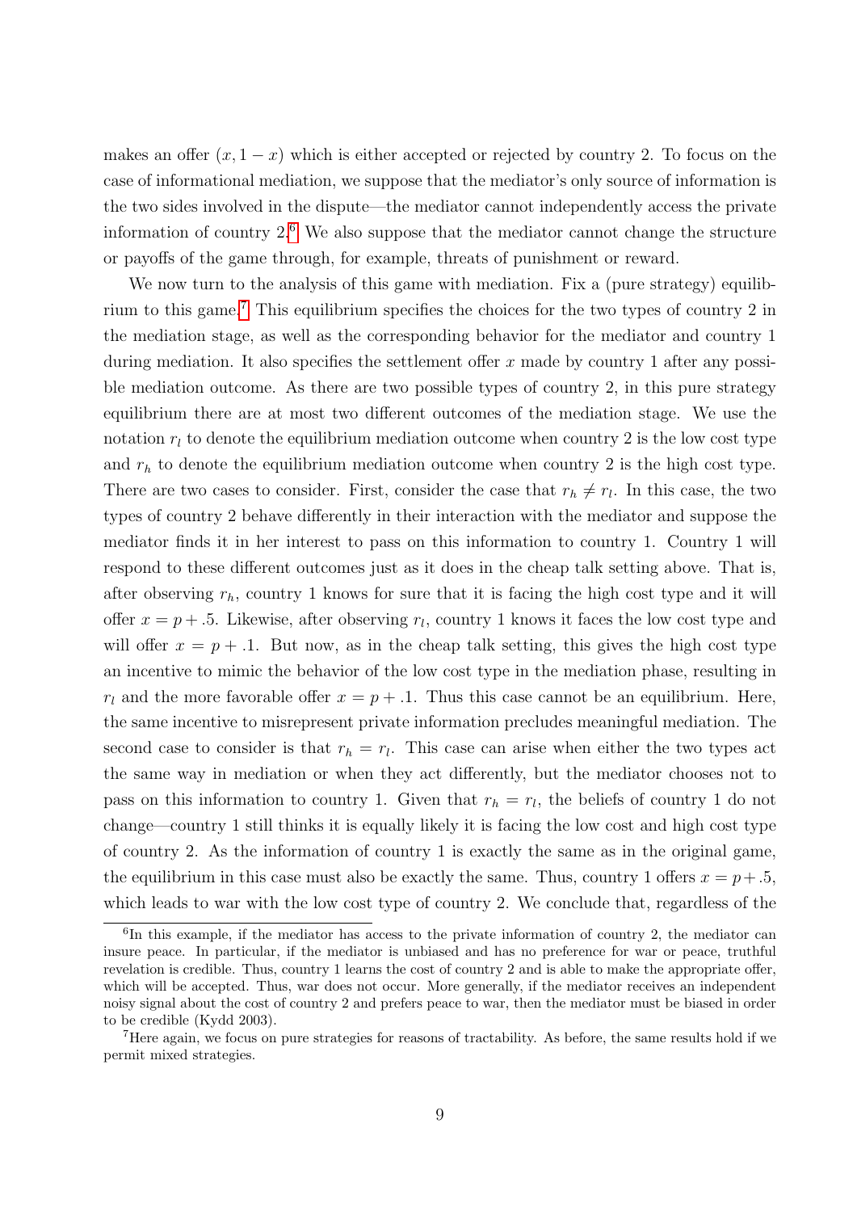makes an offer $(x, 1-x)$ which is either accepted or rejected by country 2. To focus on the case of informational mediation, we suppose that the mediator's only source of information is the two sides involved in the dispute—the mediator cannot independently access the private information of country 2.[6] We also suppose that the mediator cannot change the structure or payoffs of the game through, for example, threats of punishment or reward.

We now turn to the analysis of this game with mediation. Fix a (pure strategy) equilibrium to this game.[7] This equilibrium specifies the choices for the two types of country 2 in the mediation stage, as well as the corresponding behavior for the mediator and country 1 during mediation. It also specifies the settlement offer $x$ made by country 1 after any possible mediation outcome. As there are two possible types of country 2, in this pure strategy equilibrium there are at most two different outcomes of the mediation stage. We use the notation $r_l$ to denote the equilibrium mediation outcome when country 2 is the low cost type and $r_h$ to denote the equilibrium mediation outcome when country 2 is the high cost type. There are two cases to consider. First, consider the case that $r_h \neq r_l$. In this case, the two types of country 2 behave differently in their interaction with the mediator and suppose the mediator finds it in her interest to pass on this information to country 1. Country 1 will respond to these different outcomes just as it does in the cheap talk setting above. That is, after observing $r_h$, country 1 knows for sure that it is facing the high cost type and it will offer $x = p + .5$. Likewise, after observing $r_l$, country 1 knows it faces the low cost type and will offer $x = p + .1$. But now, as in the cheap talk setting, this gives the high cost type an incentive to mimic the behavior of the low cost type in the mediation phase, resulting in $r_l$ and the more favorable offer $x = p + .1$. Thus this case cannot be an equilibrium. Here, the same incentive to misrepresent private information precludes meaningful mediation. The second case to consider is that $r_h = r_l$. This case can arise when either the two types act the same way in mediation or when they act differently, but the mediator chooses not to pass on this information to country 1. Given that $r_h = r_l$, the beliefs of country 1 do not change—country 1 still thinks it is equally likely it is facing the low cost and high cost type of country 2. As the information of country 1 is exactly the same as in the original game, the equilibrium in this case must also be exactly the same. Thus, country 1 offers $x = p + .5$, which leads to war with the low cost type of country 2. We conclude that, regardless of the

[6] In this example, if the mediator has access to the private information of country 2, the mediator can insure peace. In particular, if the mediator is unbiased and has no preference for war or peace, truthful revelation is credible. Thus, country 1 learns the cost of country 2 and is able to make the appropriate offer, which will be accepted. Thus, war does not occur. More generally, if the mediator receives an independent noisy signal about the cost of country 2 and prefers peace to war, then the mediator must be biased in order to be credible (Kydd 2003).

[7] Here again, we focus on pure strategies for reasons of tractability. As before, the same results hold if we permit mixed strategies.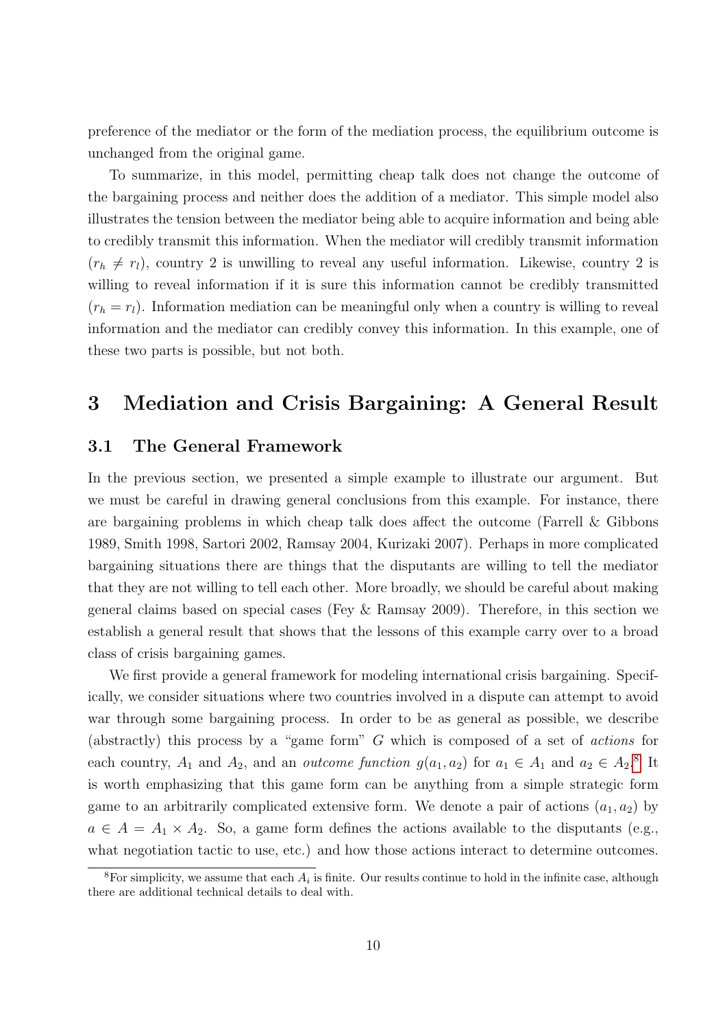preference of the mediator or the form of the mediation process, the equilibrium outcome is unchanged from the original game.

To summarize, in this model, permitting cheap talk does not change the outcome of the bargaining process and neither does the addition of a mediator. This simple model also illustrates the tension between the mediator being able to acquire information and being able to credibly transmit this information. When the mediator will credibly transmit information ($r_h \neq r_l$), country 2 is unwilling to reveal any useful information. Likewise, country 2 is willing to reveal information if it is sure this information cannot be credibly transmitted ($r_h = r_l$). Information mediation can be meaningful only when a country is willing to reveal information and the mediator can credibly convey this information. In this example, one of these two parts is possible, but not both.

# 3 Mediation and Crisis Bargaining: A General Result

## 3.1 The General Framework

In the previous section, we presented a simple example to illustrate our argument. But we must be careful in drawing general conclusions from this example. For instance, there are bargaining problems in which cheap talk does affect the outcome (Farrell & Gibbons 1989, Smith 1998, Sartori 2002, Ramsay 2004, Kurizaki 2007). Perhaps in more complicated bargaining situations there are things that the disputants are willing to tell the mediator that they are not willing to tell each other. More broadly, we should be careful about making general claims based on special cases (Fey & Ramsay 2009). Therefore, in this section we establish a general result that shows that the lessons of this example carry over to a broad class of crisis bargaining games.

We first provide a general framework for modeling international crisis bargaining. Specifically, we consider situations where two countries involved in a dispute can attempt to avoid war through some bargaining process. In order to be as general as possible, we describe (abstractly) this process by a "game form" $G$ which is composed of a set of *actions* for each country, $A_1$ and $A_2$, and an *outcome function* $g(a_1, a_2)$ for $a_1 \in A_1$ and $a_2 \in A_2$.[8] It is worth emphasizing that this game form can be anything from a simple strategic form game to an arbitrarily complicated extensive form. We denote a pair of actions $(a_1, a_2)$ by $a \in A = A_1 \times A_2$. So, a game form defines the actions available to the disputants (e.g., what negotiation tactic to use, etc.) and how those actions interact to determine outcomes.

[8] For simplicity, we assume that each $A_i$ is finite. Our results continue to hold in the infinite case, although there are additional technical details to deal with.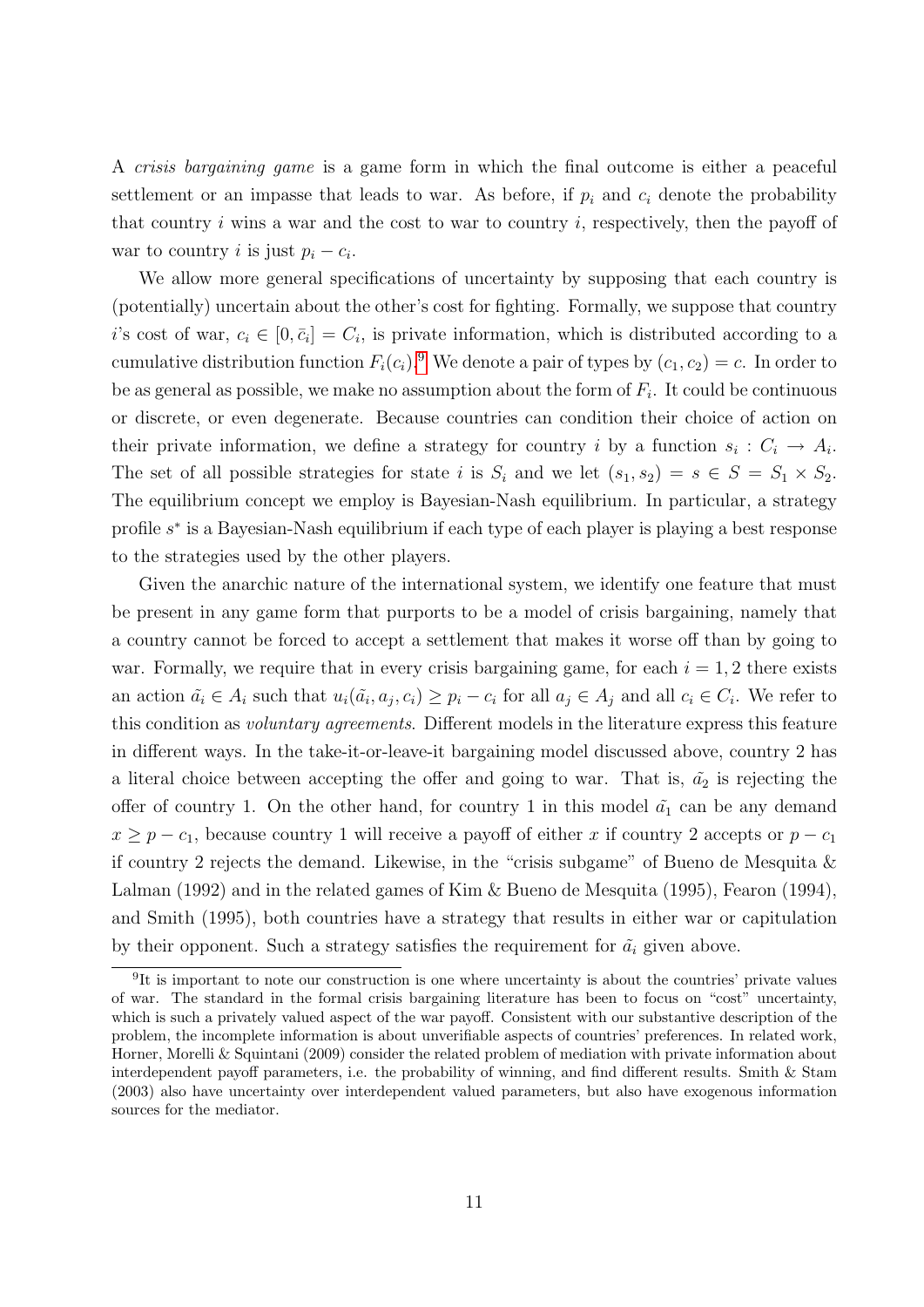A *crisis bargaining game* is a game form in which the final outcome is either a peaceful settlement or an impasse that leads to war. As before, if $p_i$ and $c_i$ denote the probability that country $i$ wins a war and the cost to war to country $i$, respectively, then the payoff of war to country $i$ is just $p_i - c_i$.

We allow more general specifications of uncertainty by supposing that each country is (potentially) uncertain about the other's cost for fighting. Formally, we suppose that country $i$'s cost of war, $c_i \in [0, \bar{c}_i] = C_i$, is private information, which is distributed according to a cumulative distribution function $F_i(c_i)$.[9] We denote a pair of types by $(c_1, c_2) = c$. In order to be as general as possible, we make no assumption about the form of $F_i$. It could be continuous or discrete, or even degenerate. Because countries can condition their choice of action on their private information, we define a strategy for country $i$ by a function $s_i : C_i \rightarrow A_i$. The set of all possible strategies for state $i$ is $S_i$ and we let $(s_1, s_2) = s \in S = S_1 \times S_2$. The equilibrium concept we employ is Bayesian-Nash equilibrium. In particular, a strategy profile $s^*$ is a Bayesian-Nash equilibrium if each type of each player is playing a best response to the strategies used by the other players.

Given the anarchic nature of the international system, we identify one feature that must be present in any game form that purports to be a model of crisis bargaining, namely that a country cannot be forced to accept a settlement that makes it worse off than by going to war. Formally, we require that in every crisis bargaining game, for each $i = 1, 2$ there exists an action $\tilde{a}_i \in A_i$ such that $u_i(\tilde{a}_i, a_j, c_i) \geq p_i - c_i$ for all $a_j \in A_j$ and all $c_i \in C_i$. We refer to this condition as *voluntary agreements*. Different models in the literature express this feature in different ways. In the take-it-or-leave-it bargaining model discussed above, country 2 has a literal choice between accepting the offer and going to war. That is, $\tilde{a}_2$ is rejecting the offer of country 1. On the other hand, for country 1 in this model $\tilde{a}_1$ can be any demand $x \geq p - c_1$, because country 1 will receive a payoff of either $x$ if country 2 accepts or $p - c_1$ if country 2 rejects the demand. Likewise, in the "crisis subgame" of Bueno de Mesquita & Lalman (1992) and in the related games of Kim & Bueno de Mesquita (1995), Fearon (1994), and Smith (1995), both countries have a strategy that results in either war or capitulation by their opponent. Such a strategy satisfies the requirement for $\tilde{a}_i$ given above.

[9] It is important to note our construction is one where uncertainty is about the countries' private values of war. The standard in the formal crisis bargaining literature has been to focus on "cost" uncertainty, which is such a privately valued aspect of the war payoff. Consistent with our substantive description of the problem, the incomplete information is about unverifiable aspects of countries' preferences. In related work, Horner, Morelli & Squintani (2009) consider the related problem of mediation with private information about interdependent payoff parameters, i.e. the probability of winning, and find different results. Smith & Stam (2003) also have uncertainty over interdependent valued parameters, but also have exogenous information sources for the mediator.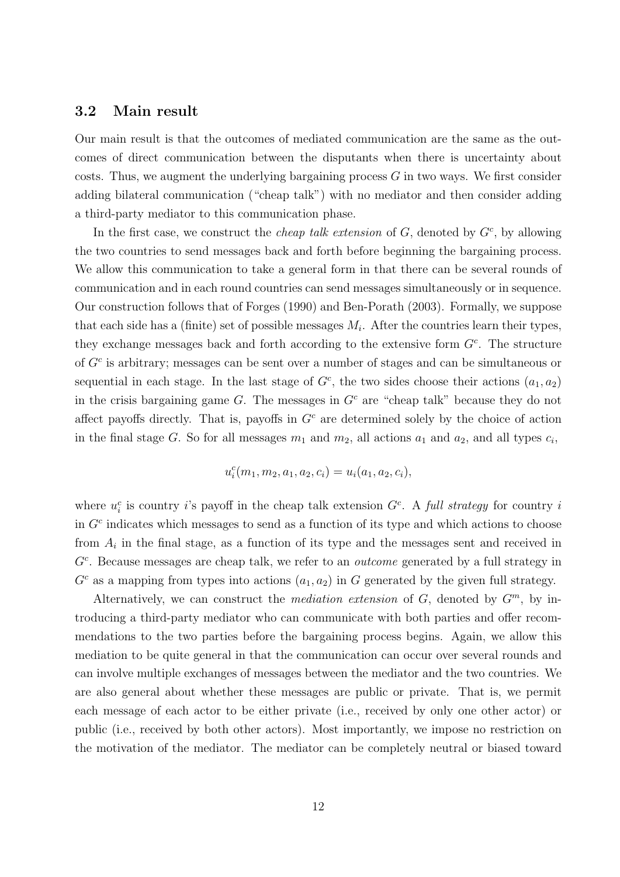### 3.2 Main result

Our main result is that the outcomes of mediated communication are the same as the outcomes of direct communication between the disputants when there is uncertainty about costs. Thus, we augment the underlying bargaining process $G$ in two ways. We first consider adding bilateral communication ("cheap talk") with no mediator and then consider adding a third-party mediator to this communication phase.

In the first case, we construct the *cheap talk extension* of $G$, denoted by $G^c$, by allowing the two countries to send messages back and forth before beginning the bargaining process. We allow this communication to take a general form in that there can be several rounds of communication and in each round countries can send messages simultaneously or in sequence. Our construction follows that of Forges (1990) and Ben-Porath (2003). Formally, we suppose that each side has a (finite) set of possible messages $M_i$. After the countries learn their types, they exchange messages back and forth according to the extensive form $G^c$. The structure of $G^c$ is arbitrary; messages can be sent over a number of stages and can be simultaneous or sequential in each stage. In the last stage of $G^c$, the two sides choose their actions $(a_1, a_2)$ in the crisis bargaining game $G$. The messages in $G^c$ are "cheap talk" because they do not affect payoffs directly. That is, payoffs in $G^c$ are determined solely by the choice of action in the final stage $G$. So for all messages $m_1$ and $m_2$, all actions $a_1$ and $a_2$, and all types $c_i$,

$$u_i^c(m_1, m_2, a_1, a_2, c_i) = u_i(a_1, a_2, c_i),$$

where $u_i^c$ is country $i$'s payoff in the cheap talk extension $G^c$. A *full strategy* for country $i$ in $G^c$ indicates which messages to send as a function of its type and which actions to choose from $A_i$ in the final stage, as a function of its type and the messages sent and received in $G^c$. Because messages are cheap talk, we refer to an *outcome* generated by a full strategy in $G^c$ as a mapping from types into actions $(a_1, a_2)$ in $G$ generated by the given full strategy.

Alternatively, we can construct the *mediation extension* of $G$, denoted by $G^m$, by introducing a third-party mediator who can communicate with both parties and offer recommendations to the two parties before the bargaining process begins. Again, we allow this mediation to be quite general in that the communication can occur over several rounds and can involve multiple exchanges of messages between the mediator and the two countries. We are also general about whether these messages are public or private. That is, we permit each message of each actor to be either private (i.e., received by only one other actor) or public (i.e., received by both other actors). Most importantly, we impose no restriction on the motivation of the mediator. The mediator can be completely neutral or biased toward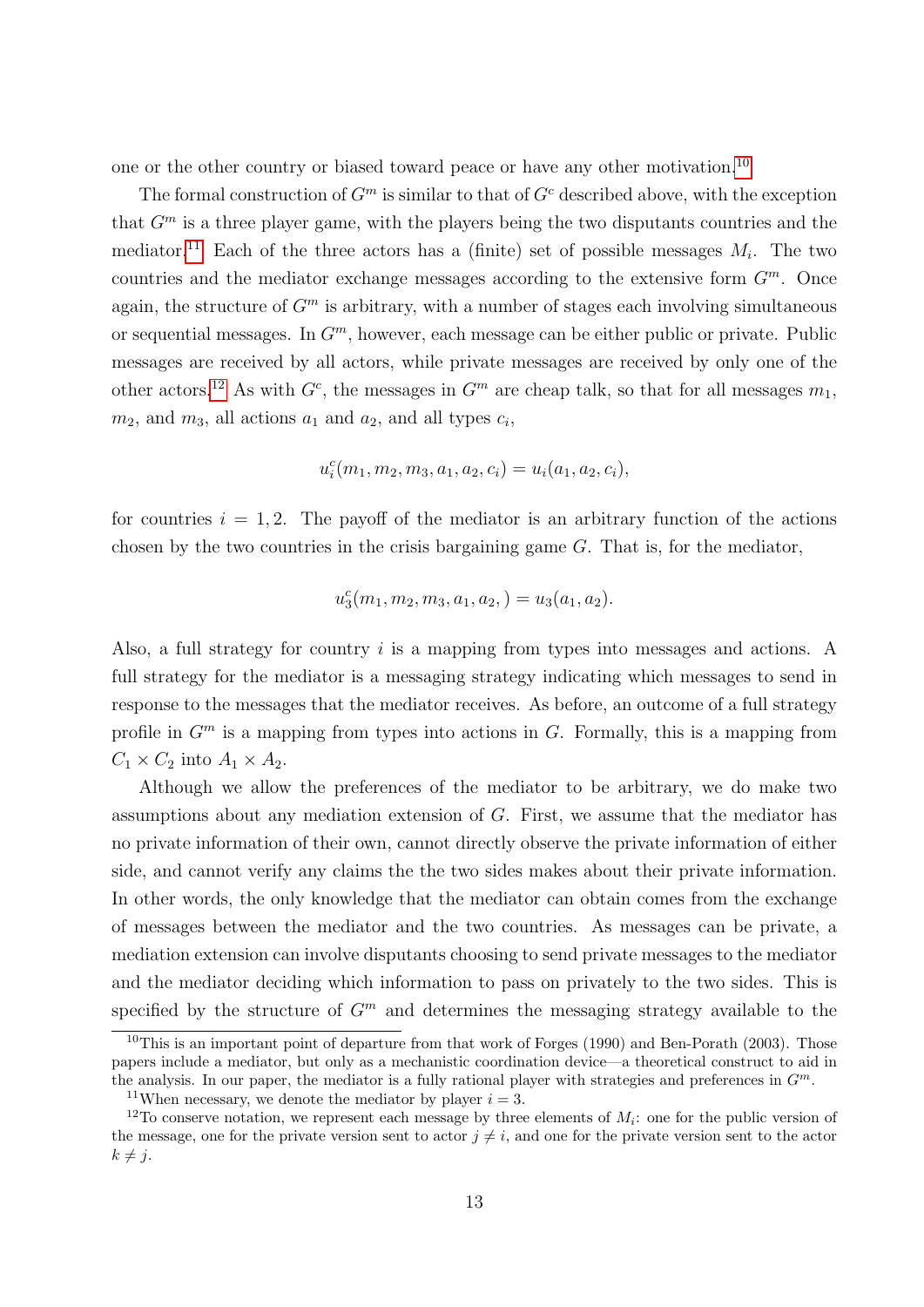one or the other country or biased toward peace or have any other motivation.[10]

The formal construction of $G^m$ is similar to that of $G^c$ described above, with the exception that $G^m$ is a three player game, with the players being the two disputants countries and the mediator.[11] Each of the three actors has a (finite) set of possible messages $M_i$. The two countries and the mediator exchange messages according to the extensive form $G^m$. Once again, the structure of $G^m$ is arbitrary, with a number of stages each involving simultaneous or sequential messages. In $G^m$, however, each message can be either public or private. Public messages are received by all actors, while private messages are received by only one of the other actors.[12] As with $G^c$, the messages in $G^m$ are cheap talk, so that for all messages $m_1$, $m_2$, and $m_3$, all actions $a_1$ and $a_2$, and all types $c_i$,

$$u_i^c(m_1, m_2, m_3, a_1, a_2, c_i) = u_i(a_1, a_2, c_i),$$

for countries $i = 1, 2$. The payoff of the mediator is an arbitrary function of the actions chosen by the two countries in the crisis bargaining game $G$. That is, for the mediator,

$$u_3^c(m_1, m_2, m_3, a_1, a_2, ) = u_3(a_1, a_2).$$

Also, a full strategy for country $i$ is a mapping from types into messages and actions. A full strategy for the mediator is a messaging strategy indicating which messages to send in response to the messages that the mediator receives. As before, an outcome of a full strategy profile in $G^m$ is a mapping from types into actions in $G$. Formally, this is a mapping from $C_1 \times C_2$ into $A_1 \times A_2$.

Although we allow the preferences of the mediator to be arbitrary, we do make two assumptions about any mediation extension of $G$. First, we assume that the mediator has no private information of their own, cannot directly observe the private information of either side, and cannot verify any claims the the two sides makes about their private information. In other words, the only knowledge that the mediator can obtain comes from the exchange of messages between the mediator and the two countries. As messages can be private, a mediation extension can involve disputants choosing to send private messages to the mediator and the mediator deciding which information to pass on privately to the two sides. This is specified by the structure of $G^m$ and determines the messaging strategy available to the

[10] This is an important point of departure from that work of Forges (1990) and Ben-Porath (2003). Those papers include a mediator, but only as a mechanistic coordination device—a theoretical construct to aid in the analysis. In our paper, the mediator is a fully rational player with strategies and preferences in $G^m$.

[11] When necessary, we denote the mediator by player $i = 3$.

[12] To conserve notation, we represent each message by three elements of $M_i$: one for the public version of the message, one for the private version sent to actor $j \neq i$, and one for the private version sent to the actor $k \neq j$.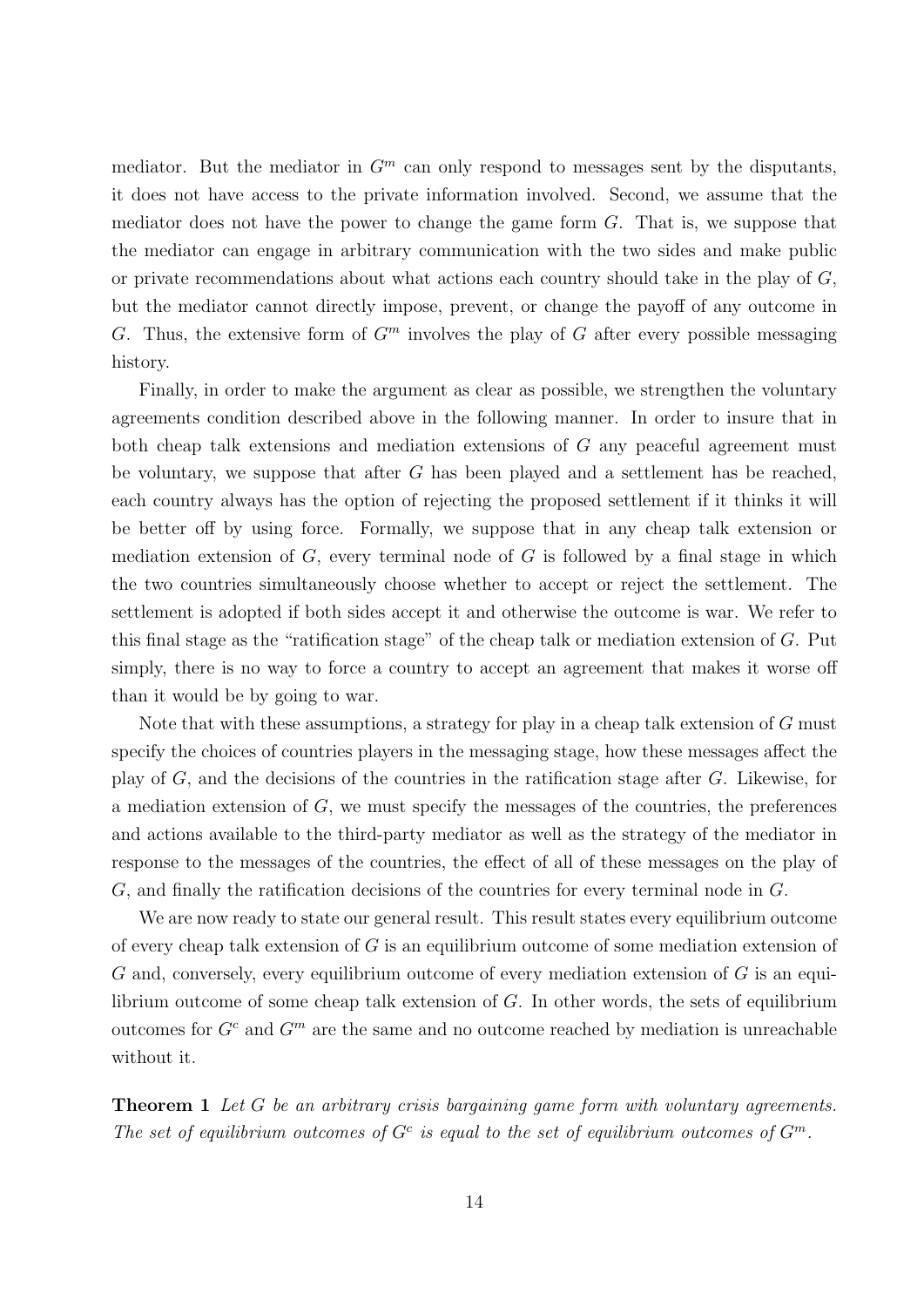mediator. But the mediator in $G^m$ can only respond to messages sent by the disputants, it does not have access to the private information involved. Second, we assume that the mediator does not have the power to change the game form $G$. That is, we suppose that the mediator can engage in arbitrary communication with the two sides and make public or private recommendations about what actions each country should take in the play of $G$, but the mediator cannot directly impose, prevent, or change the payoff of any outcome in $G$. Thus, the extensive form of $G^m$ involves the play of $G$ after every possible messaging history.

Finally, in order to make the argument as clear as possible, we strengthen the voluntary agreements condition described above in the following manner. In order to insure that in both cheap talk extensions and mediation extensions of $G$ any peaceful agreement must be voluntary, we suppose that after $G$ has been played and a settlement has be reached, each country always has the option of rejecting the proposed settlement if it thinks it will be better off by using force. Formally, we suppose that in any cheap talk extension or mediation extension of $G$, every terminal node of $G$ is followed by a final stage in which the two countries simultaneously choose whether to accept or reject the settlement. The settlement is adopted if both sides accept it and otherwise the outcome is war. We refer to this final stage as the "ratification stage" of the cheap talk or mediation extension of $G$. Put simply, there is no way to force a country to accept an agreement that makes it worse off than it would be by going to war.

Note that with these assumptions, a strategy for play in a cheap talk extension of $G$ must specify the choices of countries players in the messaging stage, how these messages affect the play of $G$, and the decisions of the countries in the ratification stage after $G$. Likewise, for a mediation extension of $G$, we must specify the messages of the countries, the preferences and actions available to the third-party mediator as well as the strategy of the mediator in response to the messages of the countries, the effect of all of these messages on the play of $G$, and finally the ratification decisions of the countries for every terminal node in $G$.

We are now ready to state our general result. This result states every equilibrium outcome of every cheap talk extension of $G$ is an equilibrium outcome of some mediation extension of $G$ and, conversely, every equilibrium outcome of every mediation extension of $G$ is an equilibrium outcome of some cheap talk extension of $G$. In other words, the sets of equilibrium outcomes for $G^c$ and $G^m$ are the same and no outcome reached by mediation is unreachable without it.

**Theorem 1** *Let $G$ be an arbitrary crisis bargaining game form with voluntary agreements. The set of equilibrium outcomes of $G^c$ is equal to the set of equilibrium outcomes of $G^m$.*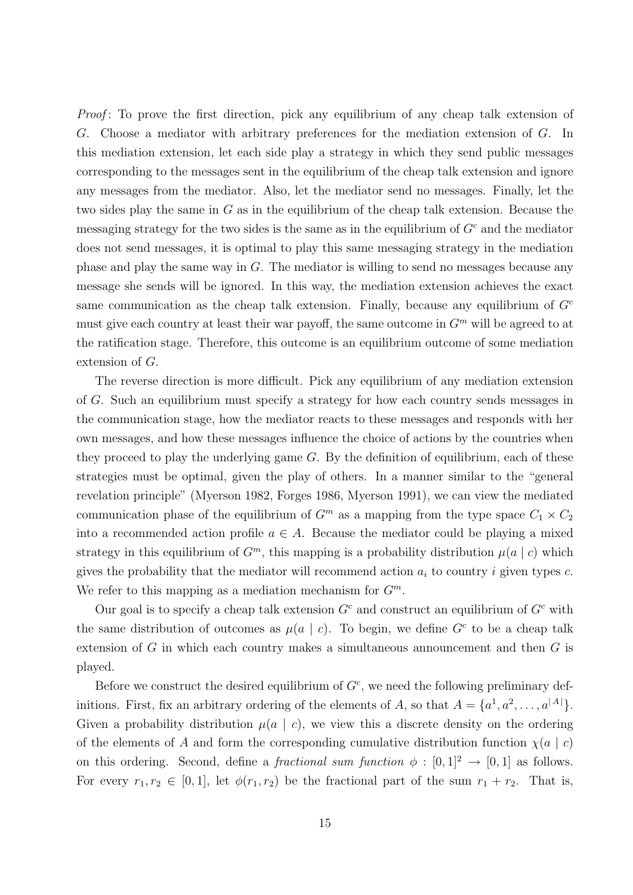*Proof*: To prove the first direction, pick any equilibrium of any cheap talk extension of $G$. Choose a mediator with arbitrary preferences for the mediation extension of $G$. In this mediation extension, let each side play a strategy in which they send public messages corresponding to the messages sent in the equilibrium of the cheap talk extension and ignore any messages from the mediator. Also, let the mediator send no messages. Finally, let the two sides play the same in $G$ as in the equilibrium of the cheap talk extension. Because the messaging strategy for the two sides is the same as in the equilibrium of $G^c$ and the mediator does not send messages, it is optimal to play this same messaging strategy in the mediation phase and play the same way in $G$. The mediator is willing to send no messages because any message she sends will be ignored. In this way, the mediation extension achieves the exact same communication as the cheap talk extension. Finally, because any equilibrium of $G^c$ must give each country at least their war payoff, the same outcome in $G^m$ will be agreed to at the ratification stage. Therefore, this outcome is an equilibrium outcome of some mediation extension of $G$.

The reverse direction is more difficult. Pick any equilibrium of any mediation extension of $G$. Such an equilibrium must specify a strategy for how each country sends messages in the communication stage, how the mediator reacts to these messages and responds with her own messages, and how these messages influence the choice of actions by the countries when they proceed to play the underlying game $G$. By the definition of equilibrium, each of these strategies must be optimal, given the play of others. In a manner similar to the "general revelation principle" (Myerson 1982, Forges 1986, Myerson 1991), we can view the mediated communication phase of the equilibrium of $G^m$ as a mapping from the type space $C_1 \times C_2$ into a recommended action profile $a \in A$. Because the mediator could be playing a mixed strategy in this equilibrium of $G^m$, this mapping is a probability distribution $\mu(a \mid c)$ which gives the probability that the mediator will recommend action $a_i$ to country $i$ given types $c$. We refer to this mapping as a mediation mechanism for $G^m$.

Our goal is to specify a cheap talk extension $G^c$ and construct an equilibrium of $G^c$ with the same distribution of outcomes as $\mu(a \mid c)$. To begin, we define $G^c$ to be a cheap talk extension of $G$ in which each country makes a simultaneous announcement and then $G$ is played.

Before we construct the desired equilibrium of $G^c$, we need the following preliminary definitions. First, fix an arbitrary ordering of the elements of $A$, so that $A = \{a^1, a^2, \ldots, a^{|A|}\}$. Given a probability distribution $\mu(a \mid c)$, we view this a discrete density on the ordering of the elements of $A$ and form the corresponding cumulative distribution function $\chi(a \mid c)$ on this ordering. Second, define a *fractional sum function* $\phi : [0,1]^2 \to [0,1]$ as follows. For every $r_1, r_2 \in [0,1]$, let $\phi(r_1, r_2)$ be the fractional part of the sum $r_1 + r_2$. That is,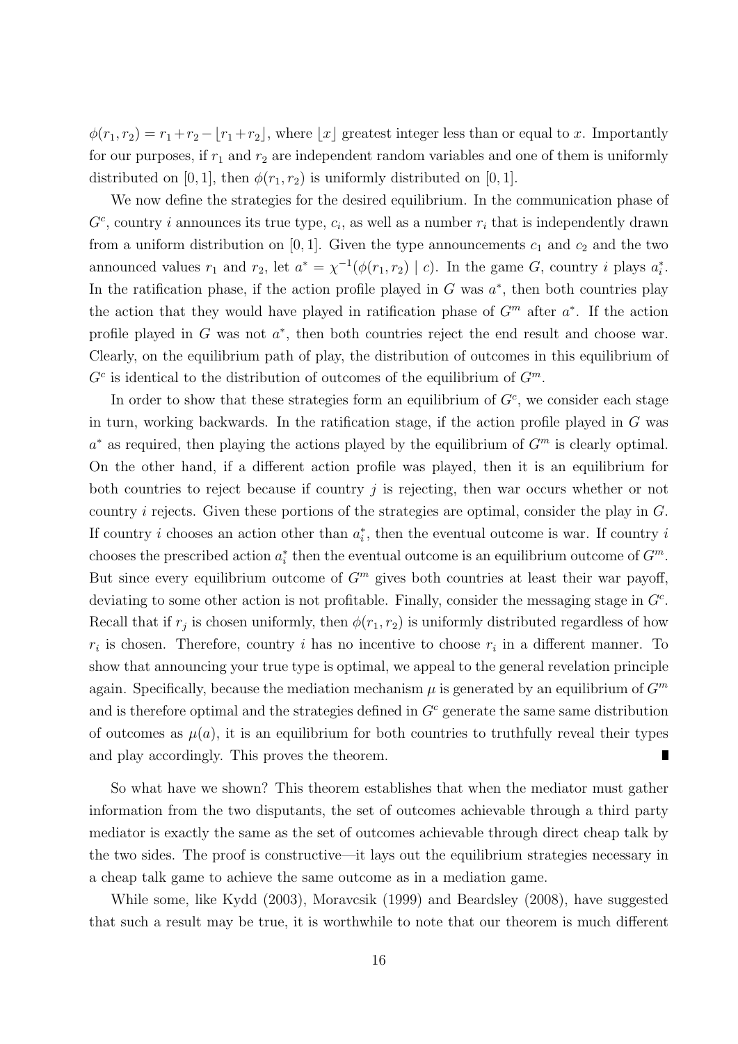$\phi(r_1, r_2) = r_1 + r_2 - \lfloor r_1 + r_2 \rfloor$, where $\lfloor x \rfloor$ greatest integer less than or equal to $x$. Importantly for our purposes, if $r_1$ and $r_2$ are independent random variables and one of them is uniformly distributed on $[0, 1]$, then $\phi(r_1, r_2)$ is uniformly distributed on $[0, 1]$.

We now define the strategies for the desired equilibrium. In the communication phase of $G^c$, country $i$ announces its true type, $c_i$, as well as a number $r_i$ that is independently drawn from a uniform distribution on $[0, 1]$. Given the type announcements $c_1$ and $c_2$ and the two announced values $r_1$ and $r_2$, let $a^* = \chi^{-1}(\phi(r_1, r_2) \mid c)$. In the game $G$, country $i$ plays $a_i^*$. In the ratification phase, if the action profile played in $G$ was $a^*$, then both countries play the action that they would have played in ratification phase of $G^m$ after $a^*$. If the action profile played in $G$ was not $a^*$, then both countries reject the end result and choose war. Clearly, on the equilibrium path of play, the distribution of outcomes in this equilibrium of $G^c$ is identical to the distribution of outcomes of the equilibrium of $G^m$.

In order to show that these strategies form an equilibrium of $G^c$, we consider each stage in turn, working backwards. In the ratification stage, if the action profile played in $G$ was $a^*$ as required, then playing the actions played by the equilibrium of $G^m$ is clearly optimal. On the other hand, if a different action profile was played, then it is an equilibrium for both countries to reject because if country $j$ is rejecting, then war occurs whether or not country $i$ rejects. Given these portions of the strategies are optimal, consider the play in $G$. If country $i$ chooses an action other than $a_i^*$, then the eventual outcome is war. If country $i$ chooses the prescribed action $a_i^*$ then the eventual outcome is an equilibrium outcome of $G^m$. But since every equilibrium outcome of $G^m$ gives both countries at least their war payoff, deviating to some other action is not profitable. Finally, consider the messaging stage in $G^c$. Recall that if $r_j$ is chosen uniformly, then $\phi(r_1, r_2)$ is uniformly distributed regardless of how $r_i$ is chosen. Therefore, country $i$ has no incentive to choose $r_i$ in a different manner. To show that announcing your true type is optimal, we appeal to the general revelation principle again. Specifically, because the mediation mechanism $\mu$ is generated by an equilibrium of $G^m$ and is therefore optimal and the strategies defined in $G^c$ generate the same same distribution of outcomes as $\mu(a)$, it is an equilibrium for both countries to truthfully reveal their types and play accordingly. This proves the theorem. ∎

So what have we shown? This theorem establishes that when the mediator must gather information from the two disputants, the set of outcomes achievable through a third party mediator is exactly the same as the set of outcomes achievable through direct cheap talk by the two sides. The proof is constructive—it lays out the equilibrium strategies necessary in a cheap talk game to achieve the same outcome as in a mediation game.

While some, like Kydd (2003), Moravcsik (1999) and Beardsley (2008), have suggested that such a result may be true, it is worthwhile to note that our theorem is much different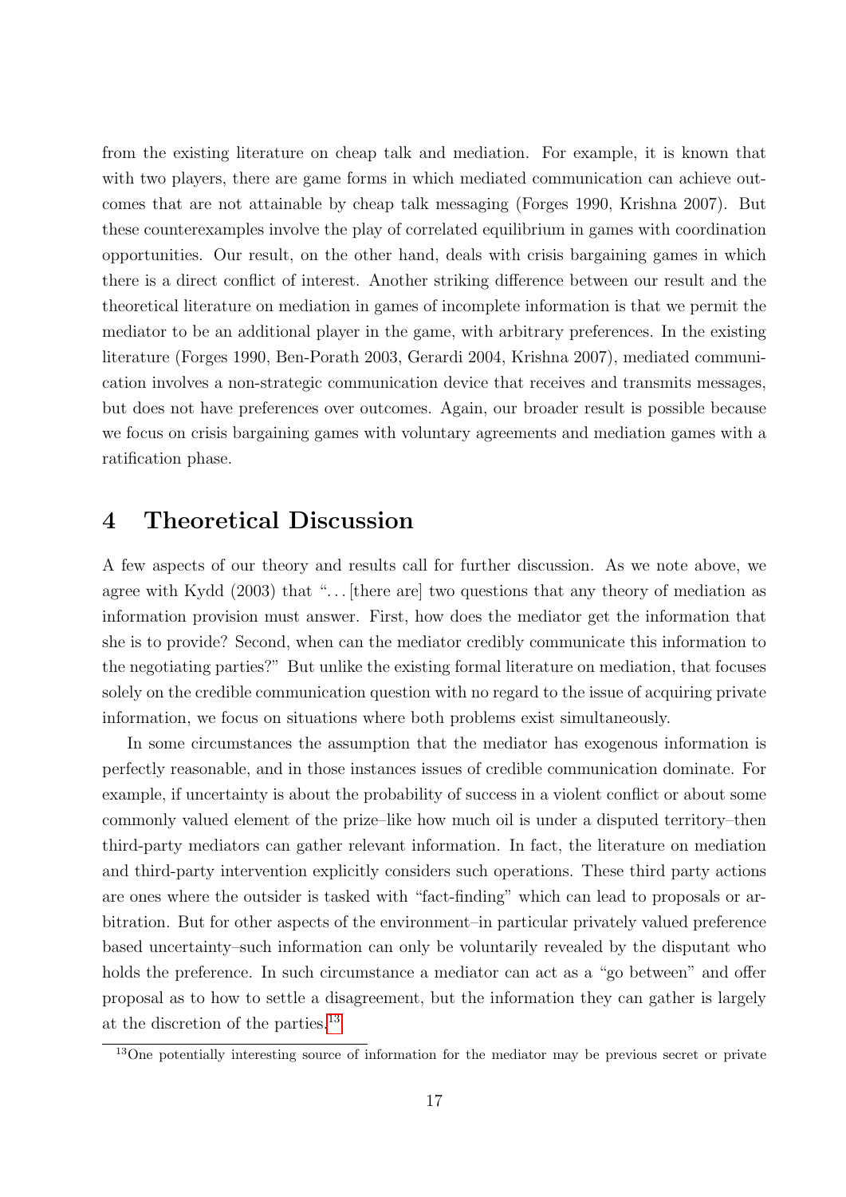from the existing literature on cheap talk and mediation. For example, it is known that with two players, there are game forms in which mediated communication can achieve outcomes that are not attainable by cheap talk messaging (Forges 1990, Krishna 2007). But these counterexamples involve the play of correlated equilibrium in games with coordination opportunities. Our result, on the other hand, deals with crisis bargaining games in which there is a direct conflict of interest. Another striking difference between our result and the theoretical literature on mediation in games of incomplete information is that we permit the mediator to be an additional player in the game, with arbitrary preferences. In the existing literature (Forges 1990, Ben-Porath 2003, Gerardi 2004, Krishna 2007), mediated communication involves a non-strategic communication device that receives and transmits messages, but does not have preferences over outcomes. Again, our broader result is possible because we focus on crisis bargaining games with voluntary agreements and mediation games with a ratification phase.

# 4 Theoretical Discussion

A few aspects of our theory and results call for further discussion. As we note above, we agree with Kydd (2003) that "...[there are] two questions that any theory of mediation as information provision must answer. First, how does the mediator get the information that she is to provide? Second, when can the mediator credibly communicate this information to the negotiating parties?" But unlike the existing formal literature on mediation, that focuses solely on the credible communication question with no regard to the issue of acquiring private information, we focus on situations where both problems exist simultaneously.

In some circumstances the assumption that the mediator has exogenous information is perfectly reasonable, and in those instances issues of credible communication dominate. For example, if uncertainty is about the probability of success in a violent conflict or about some commonly valued element of the prize–like how much oil is under a disputed territory–then third-party mediators can gather relevant information. In fact, the literature on mediation and third-party intervention explicitly considers such operations. These third party actions are ones where the outsider is tasked with "fact-finding" which can lead to proposals or arbitration. But for other aspects of the environment–in particular privately valued preference based uncertainty–such information can only be voluntarily revealed by the disputant who holds the preference. In such circumstance a mediator can act as a "go between" and offer proposal as to how to settle a disagreement, but the information they can gather is largely at the discretion of the parties.[13]

[13] One potentially interesting source of information for the mediator may be previous secret or private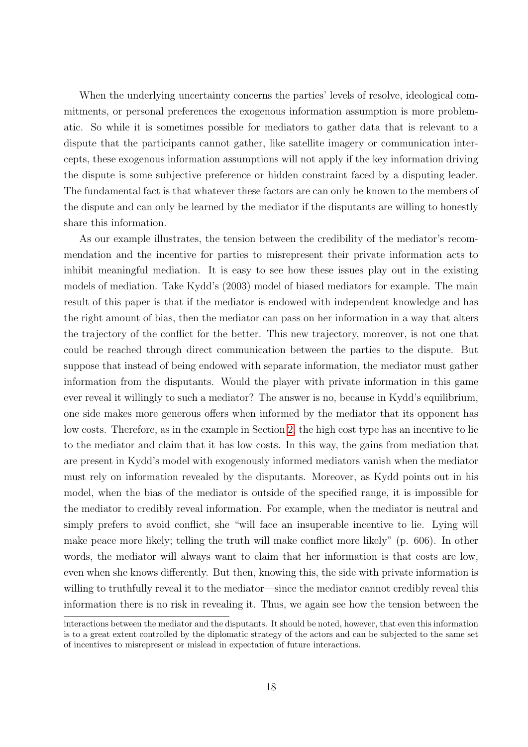When the underlying uncertainty concerns the parties' levels of resolve, ideological commitments, or personal preferences the exogenous information assumption is more problematic. So while it is sometimes possible for mediators to gather data that is relevant to a dispute that the participants cannot gather, like satellite imagery or communication intercepts, these exogenous information assumptions will not apply if the key information driving the dispute is some subjective preference or hidden constraint faced by a disputing leader. The fundamental fact is that whatever these factors are can only be known to the members of the dispute and can only be learned by the mediator if the disputants are willing to honestly share this information.

As our example illustrates, the tension between the credibility of the mediator's recommendation and the incentive for parties to misrepresent their private information acts to inhibit meaningful mediation. It is easy to see how these issues play out in the existing models of mediation. Take Kydd's (2003) model of biased mediators for example. The main result of this paper is that if the mediator is endowed with independent knowledge and has the right amount of bias, then the mediator can pass on her information in a way that alters the trajectory of the conflict for the better. This new trajectory, moreover, is not one that could be reached through direct communication between the parties to the dispute. But suppose that instead of being endowed with separate information, the mediator must gather information from the disputants. Would the player with private information in this game ever reveal it willingly to such a mediator? The answer is no, because in Kydd's equilibrium, one side makes more generous offers when informed by the mediator that its opponent has low costs. Therefore, as in the example in Section 2, the high cost type has an incentive to lie to the mediator and claim that it has low costs. In this way, the gains from mediation that are present in Kydd's model with exogenously informed mediators vanish when the mediator must rely on information revealed by the disputants. Moreover, as Kydd points out in his model, when the bias of the mediator is outside of the specified range, it is impossible for the mediator to credibly reveal information. For example, when the mediator is neutral and simply prefers to avoid conflict, she "will face an insuperable incentive to lie. Lying will make peace more likely; telling the truth will make conflict more likely" (p. 606). In other words, the mediator will always want to claim that her information is that costs are low, even when she knows differently. But then, knowing this, the side with private information is willing to truthfully reveal it to the mediator—since the mediator cannot credibly reveal this information there is no risk in revealing it. Thus, we again see how the tension between the

interactions between the mediator and the disputants. It should be noted, however, that even this information is to a great extent controlled by the diplomatic strategy of the actors and can be subjected to the same set of incentives to misrepresent or mislead in expectation of future interactions.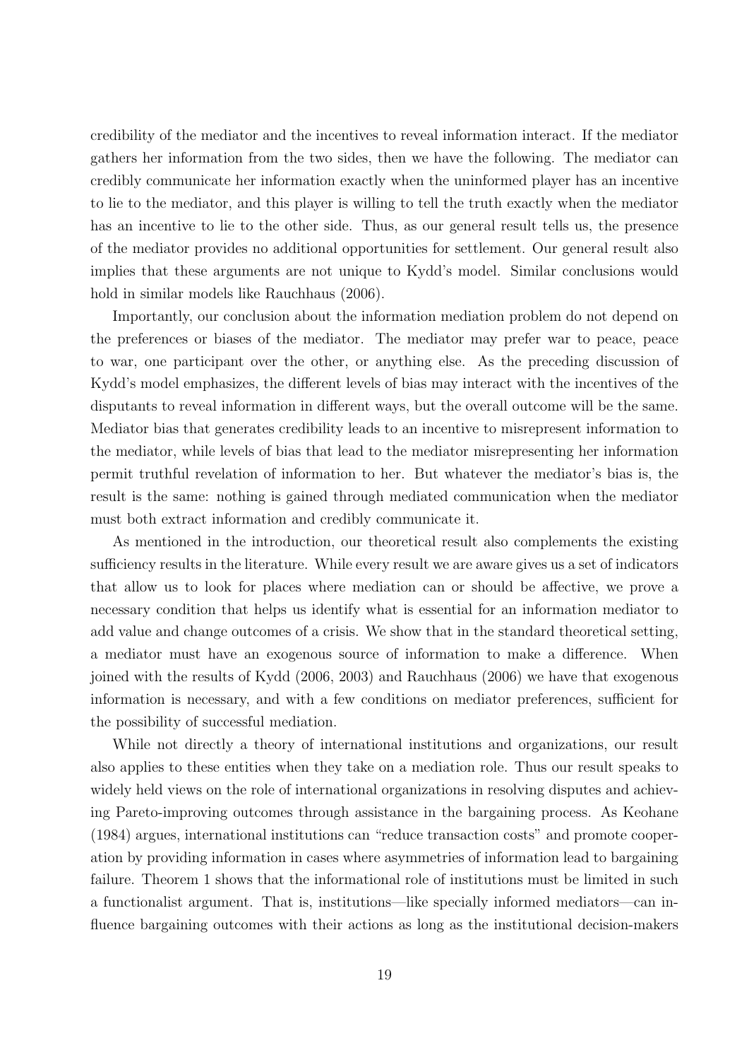credibility of the mediator and the incentives to reveal information interact. If the mediator gathers her information from the two sides, then we have the following. The mediator can credibly communicate her information exactly when the uninformed player has an incentive to lie to the mediator, and this player is willing to tell the truth exactly when the mediator has an incentive to lie to the other side. Thus, as our general result tells us, the presence of the mediator provides no additional opportunities for settlement. Our general result also implies that these arguments are not unique to Kydd's model. Similar conclusions would hold in similar models like Rauchhaus (2006).

Importantly, our conclusion about the information mediation problem do not depend on the preferences or biases of the mediator. The mediator may prefer war to peace, peace to war, one participant over the other, or anything else. As the preceding discussion of Kydd's model emphasizes, the different levels of bias may interact with the incentives of the disputants to reveal information in different ways, but the overall outcome will be the same. Mediator bias that generates credibility leads to an incentive to misrepresent information to the mediator, while levels of bias that lead to the mediator misrepresenting her information permit truthful revelation of information to her. But whatever the mediator's bias is, the result is the same: nothing is gained through mediated communication when the mediator must both extract information and credibly communicate it.

As mentioned in the introduction, our theoretical result also complements the existing sufficiency results in the literature. While every result we are aware gives us a set of indicators that allow us to look for places where mediation can or should be affective, we prove a necessary condition that helps us identify what is essential for an information mediator to add value and change outcomes of a crisis. We show that in the standard theoretical setting, a mediator must have an exogenous source of information to make a difference. When joined with the results of Kydd (2006, 2003) and Rauchhaus (2006) we have that exogenous information is necessary, and with a few conditions on mediator preferences, sufficient for the possibility of successful mediation.

While not directly a theory of international institutions and organizations, our result also applies to these entities when they take on a mediation role. Thus our result speaks to widely held views on the role of international organizations in resolving disputes and achieving Pareto-improving outcomes through assistance in the bargaining process. As Keohane (1984) argues, international institutions can "reduce transaction costs" and promote cooperation by providing information in cases where asymmetries of information lead to bargaining failure. Theorem 1 shows that the informational role of institutions must be limited in such a functionalist argument. That is, institutions—like specially informed mediators—can influence bargaining outcomes with their actions as long as the institutional decision-makers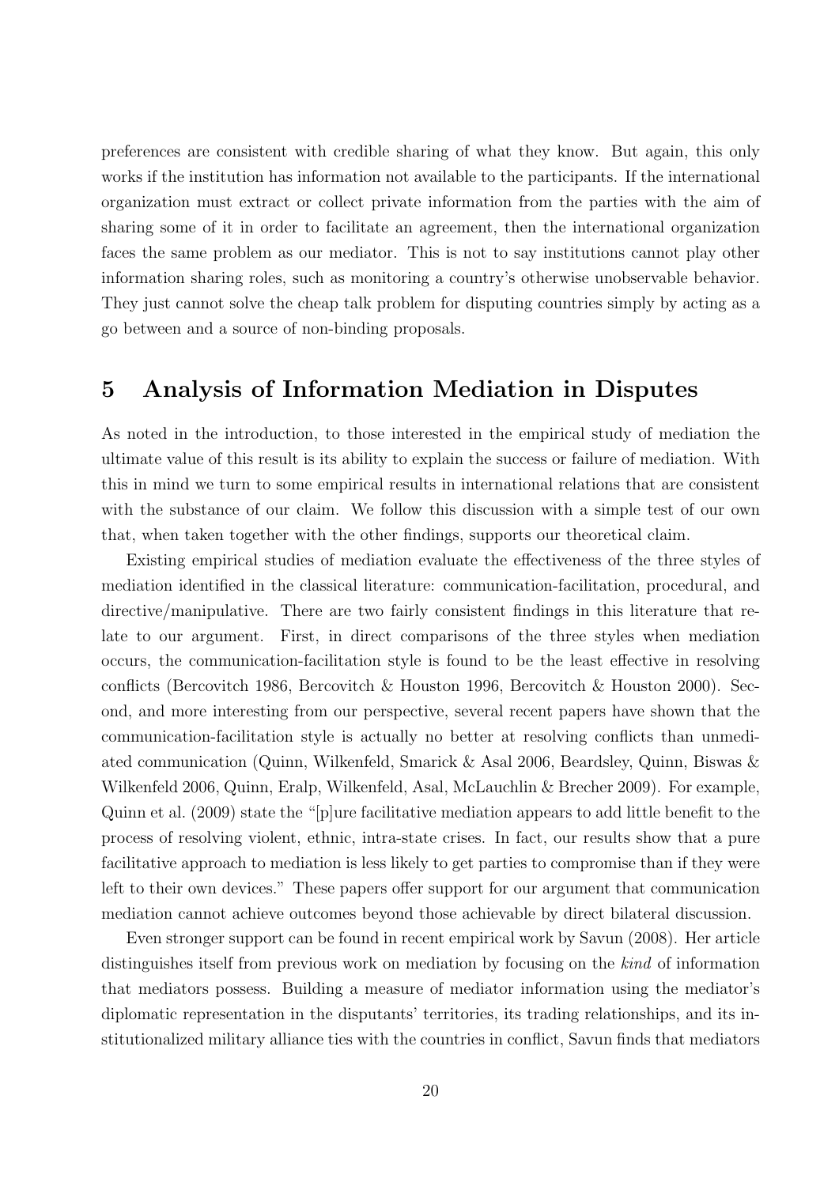preferences are consistent with credible sharing of what they know. But again, this only works if the institution has information not available to the participants. If the international organization must extract or collect private information from the parties with the aim of sharing some of it in order to facilitate an agreement, then the international organization faces the same problem as our mediator. This is not to say institutions cannot play other information sharing roles, such as monitoring a country's otherwise unobservable behavior. They just cannot solve the cheap talk problem for disputing countries simply by acting as a go between and a source of non-binding proposals.

## 5 Analysis of Information Mediation in Disputes

As noted in the introduction, to those interested in the empirical study of mediation the ultimate value of this result is its ability to explain the success or failure of mediation. With this in mind we turn to some empirical results in international relations that are consistent with the substance of our claim. We follow this discussion with a simple test of our own that, when taken together with the other findings, supports our theoretical claim.

Existing empirical studies of mediation evaluate the effectiveness of the three styles of mediation identified in the classical literature: communication-facilitation, procedural, and directive/manipulative. There are two fairly consistent findings in this literature that relate to our argument. First, in direct comparisons of the three styles when mediation occurs, the communication-facilitation style is found to be the least effective in resolving conflicts (Bercovitch 1986, Bercovitch & Houston 1996, Bercovitch & Houston 2000). Second, and more interesting from our perspective, several recent papers have shown that the communication-facilitation style is actually no better at resolving conflicts than unmediated communication (Quinn, Wilkenfeld, Smarick & Asal 2006, Beardsley, Quinn, Biswas & Wilkenfeld 2006, Quinn, Eralp, Wilkenfeld, Asal, McLauchlin & Brecher 2009). For example, Quinn et al. (2009) state the "[p]ure facilitative mediation appears to add little benefit to the process of resolving violent, ethnic, intra-state crises. In fact, our results show that a pure facilitative approach to mediation is less likely to get parties to compromise than if they were left to their own devices." These papers offer support for our argument that communication mediation cannot achieve outcomes beyond those achievable by direct bilateral discussion.

Even stronger support can be found in recent empirical work by Savun (2008). Her article distinguishes itself from previous work on mediation by focusing on the *kind* of information that mediators possess. Building a measure of mediator information using the mediator's diplomatic representation in the disputants' territories, its trading relationships, and its institutionalized military alliance ties with the countries in conflict, Savun finds that mediators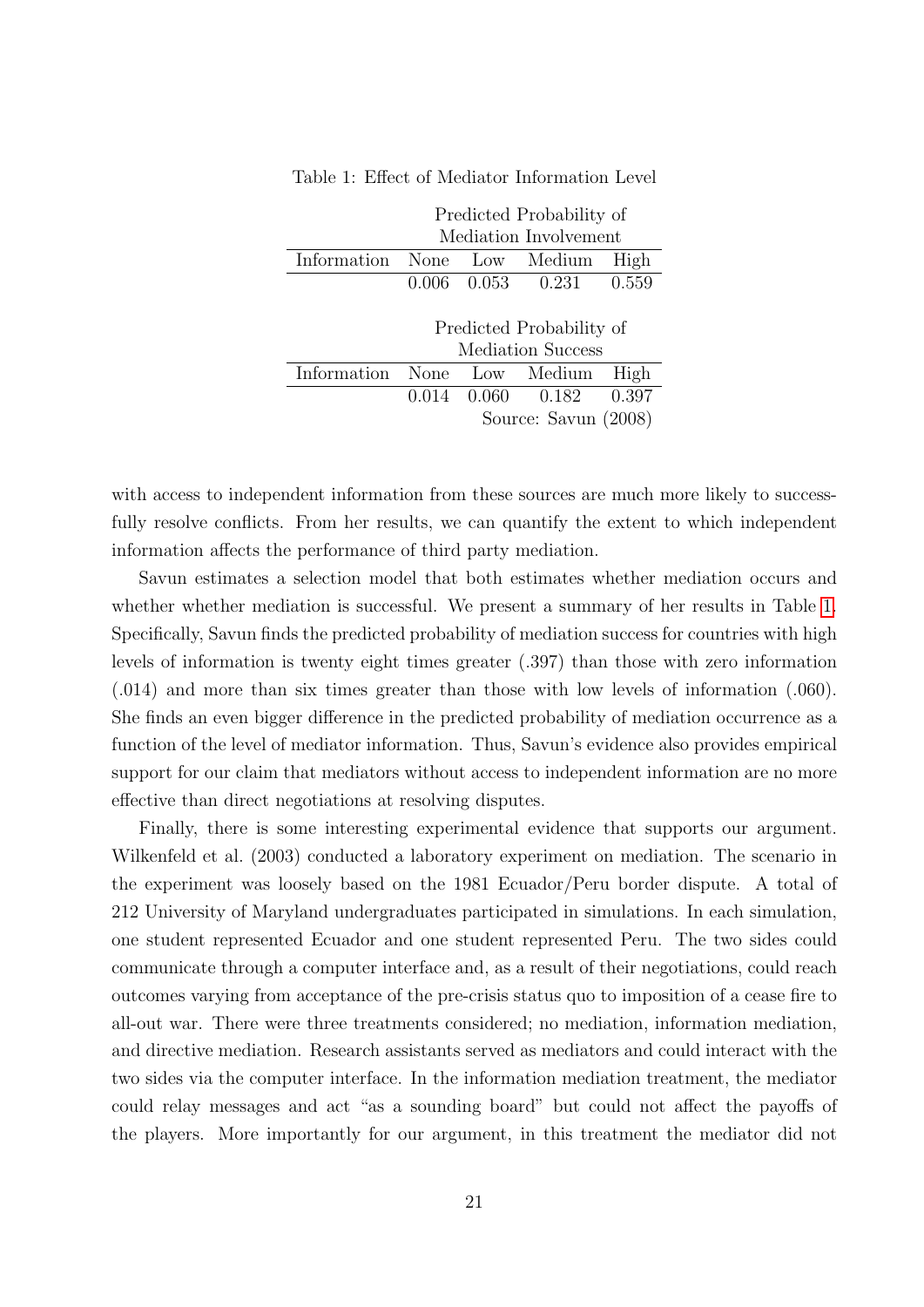Table 1: Effect of Mediator Information Level

| | Predicted Probability of Mediation Involvement | | | |
|---|---|---|---|---|
| Information | None | Low | Medium | High |
| | 0.006 | 0.053 | 0.231 | 0.559 |

| | Predicted Probability of Mediation Success | | | |
|---|---|---|---|---|
| Information | None | Low | Medium | High |
| | 0.014 | 0.060 | 0.182 | 0.397 |

Source: Savun (2008)

with access to independent information from these sources are much more likely to successfully resolve conflicts. From her results, we can quantify the extent to which independent information affects the performance of third party mediation.

Savun estimates a selection model that both estimates whether mediation occurs and whether whether mediation is successful. We present a summary of her results in Table 1. Specifically, Savun finds the predicted probability of mediation success for countries with high levels of information is twenty eight times greater (.397) than those with zero information (.014) and more than six times greater than those with low levels of information (.060). She finds an even bigger difference in the predicted probability of mediation occurrence as a function of the level of mediator information. Thus, Savun's evidence also provides empirical support for our claim that mediators without access to independent information are no more effective than direct negotiations at resolving disputes.

Finally, there is some interesting experimental evidence that supports our argument. Wilkenfeld et al. (2003) conducted a laboratory experiment on mediation. The scenario in the experiment was loosely based on the 1981 Ecuador/Peru border dispute. A total of 212 University of Maryland undergraduates participated in simulations. In each simulation, one student represented Ecuador and one student represented Peru. The two sides could communicate through a computer interface and, as a result of their negotiations, could reach outcomes varying from acceptance of the pre-crisis status quo to imposition of a cease fire to all-out war. There were three treatments considered; no mediation, information mediation, and directive mediation. Research assistants served as mediators and could interact with the two sides via the computer interface. In the information mediation treatment, the mediator could relay messages and act "as a sounding board" but could not affect the payoffs of the players. More importantly for our argument, in this treatment the mediator did not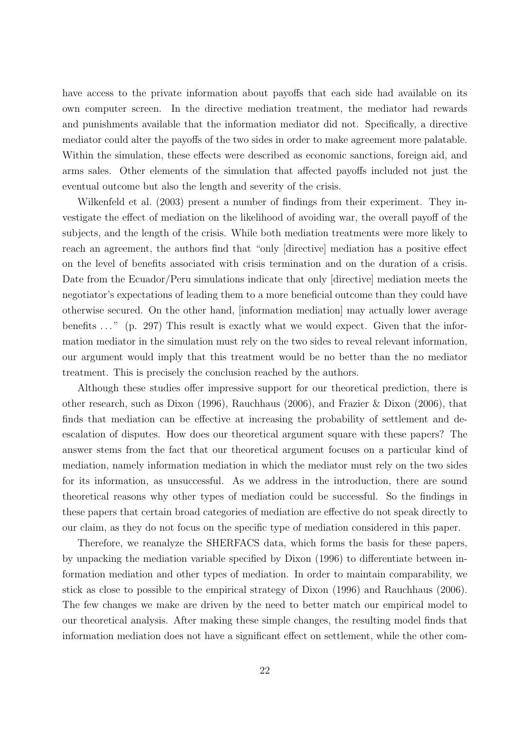have access to the private information about payoffs that each side had available on its own computer screen. In the directive mediation treatment, the mediator had rewards and punishments available that the information mediator did not. Specifically, a directive mediator could alter the payoffs of the two sides in order to make agreement more palatable. Within the simulation, these effects were described as economic sanctions, foreign aid, and arms sales. Other elements of the simulation that affected payoffs included not just the eventual outcome but also the length and severity of the crisis.

Wilkenfeld et al. (2003) present a number of findings from their experiment. They investigate the effect of mediation on the likelihood of avoiding war, the overall payoff of the subjects, and the length of the crisis. While both mediation treatments were more likely to reach an agreement, the authors find that "only [directive] mediation has a positive effect on the level of benefits associated with crisis termination and on the duration of a crisis. Date from the Ecuador/Peru simulations indicate that only [directive] mediation meets the negotiator's expectations of leading them to a more beneficial outcome than they could have otherwise secured. On the other hand, [information mediation] may actually lower average benefits ..." (p. 297) This result is exactly what we would expect. Given that the information mediator in the simulation must rely on the two sides to reveal relevant information, our argument would imply that this treatment would be no better than the no mediator treatment. This is precisely the conclusion reached by the authors.

Although these studies offer impressive support for our theoretical prediction, there is other research, such as Dixon (1996), Rauchhaus (2006), and Frazier & Dixon (2006), that finds that mediation can be effective at increasing the probability of settlement and de-escalation of disputes. How does our theoretical argument square with these papers? The answer stems from the fact that our theoretical argument focuses on a particular kind of mediation, namely information mediation in which the mediator must rely on the two sides for its information, as unsuccessful. As we address in the introduction, there are sound theoretical reasons why other types of mediation could be successful. So the findings in these papers that certain broad categories of mediation are effective do not speak directly to our claim, as they do not focus on the specific type of mediation considered in this paper.

Therefore, we reanalyze the SHERFACS data, which forms the basis for these papers, by unpacking the mediation variable specified by Dixon (1996) to differentiate between information mediation and other types of mediation. In order to maintain comparability, we stick as close to possible to the empirical strategy of Dixon (1996) and Rauchhaus (2006). The few changes we make are driven by the need to better match our empirical model to our theoretical analysis. After making these simple changes, the resulting model finds that information mediation does not have a significant effect on settlement, while the other com-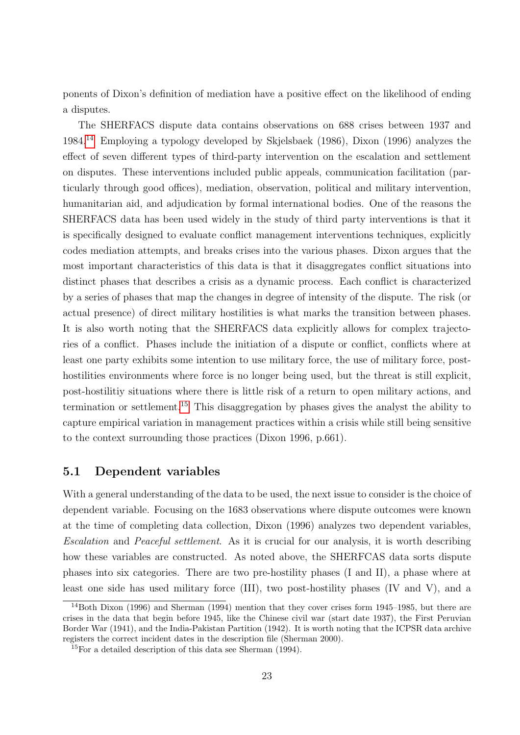ponents of Dixon's definition of mediation have a positive effect on the likelihood of ending a disputes.

The SHERFACS dispute data contains observations on 688 crises between 1937 and 1984.[14] Employing a typology developed by Skjelsbaek (1986), Dixon (1996) analyzes the effect of seven different types of third-party intervention on the escalation and settlement on disputes. These interventions included public appeals, communication facilitation (particularly through good offices), mediation, observation, political and military intervention, humanitarian aid, and adjudication by formal international bodies. One of the reasons the SHERFACS data has been used widely in the study of third party interventions is that it is specifically designed to evaluate conflict management interventions techniques, explicitly codes mediation attempts, and breaks crises into the various phases. Dixon argues that the most important characteristics of this data is that it disaggregates conflict situations into distinct phases that describes a crisis as a dynamic process. Each conflict is characterized by a series of phases that map the changes in degree of intensity of the dispute. The risk (or actual presence) of direct military hostilities is what marks the transition between phases. It is also worth noting that the SHERFACS data explicitly allows for complex trajectories of a conflict. Phases include the initiation of a dispute or conflict, conflicts where at least one party exhibits some intention to use military force, the use of military force, post-hostilities environments where force is no longer being used, but the threat is still explicit, post-hostilitiy situations where there is little risk of a return to open military actions, and termination or settlement.[15] This disaggregation by phases gives the analyst the ability to capture empirical variation in management practices within a crisis while still being sensitive to the context surrounding those practices (Dixon 1996, p.661).

## 5.1 Dependent variables

With a general understanding of the data to be used, the next issue to consider is the choice of dependent variable. Focusing on the 1683 observations where dispute outcomes were known at the time of completing data collection, Dixon (1996) analyzes two dependent variables, *Escalation* and *Peaceful settlement*. As it is crucial for our analysis, it is worth describing how these variables are constructed. As noted above, the SHERFCAS data sorts dispute phases into six categories. There are two pre-hostility phases (I and II), a phase where at least one side has used military force (III), two post-hostility phases (IV and V), and a

---

[14] Both Dixon (1996) and Sherman (1994) mention that they cover crises form 1945–1985, but there are crises in the data that begin before 1945, like the Chinese civil war (start date 1937), the First Peruvian Border War (1941), and the India-Pakistan Partition (1942). It is worth noting that the ICPSR data archive registers the correct incident dates in the description file (Sherman 2000).

[15] For a detailed description of this data see Sherman (1994).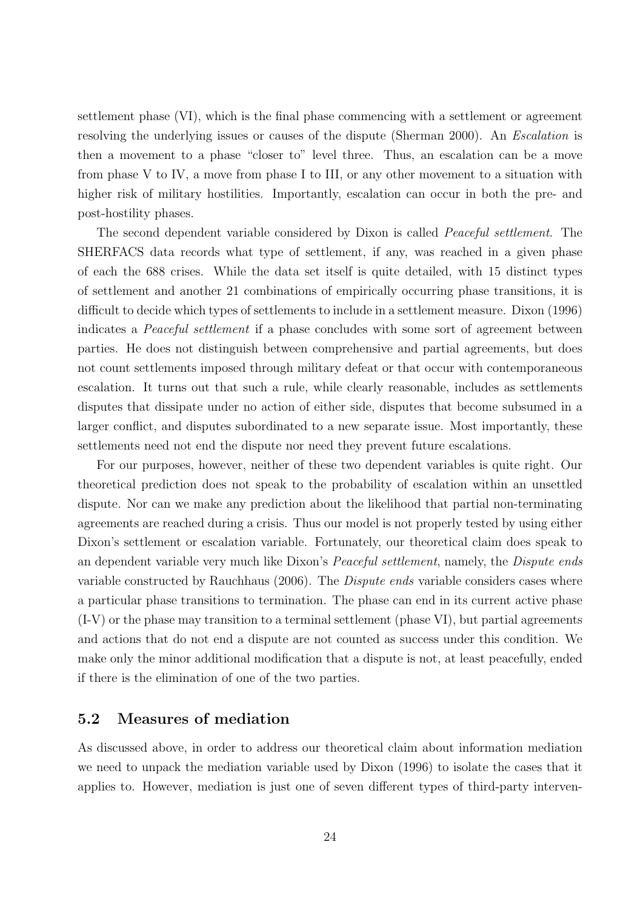settlement phase (VI), which is the final phase commencing with a settlement or agreement resolving the underlying issues or causes of the dispute (Sherman 2000). An *Escalation* is then a movement to a phase "closer to" level three. Thus, an escalation can be a move from phase V to IV, a move from phase I to III, or any other movement to a situation with higher risk of military hostilities. Importantly, escalation can occur in both the pre- and post-hostility phases.

The second dependent variable considered by Dixon is called *Peaceful settlement*. The SHERFACS data records what type of settlement, if any, was reached in a given phase of each the 688 crises. While the data set itself is quite detailed, with 15 distinct types of settlement and another 21 combinations of empirically occurring phase transitions, it is difficult to decide which types of settlements to include in a settlement measure. Dixon (1996) indicates a *Peaceful settlement* if a phase concludes with some sort of agreement between parties. He does not distinguish between comprehensive and partial agreements, but does not count settlements imposed through military defeat or that occur with contemporaneous escalation. It turns out that such a rule, while clearly reasonable, includes as settlements disputes that dissipate under no action of either side, disputes that become subsumed in a larger conflict, and disputes subordinated to a new separate issue. Most importantly, these settlements need not end the dispute nor need they prevent future escalations.

For our purposes, however, neither of these two dependent variables is quite right. Our theoretical prediction does not speak to the probability of escalation within an unsettled dispute. Nor can we make any prediction about the likelihood that partial non-terminating agreements are reached during a crisis. Thus our model is not properly tested by using either Dixon's settlement or escalation variable. Fortunately, our theoretical claim does speak to an dependent variable very much like Dixon's *Peaceful settlement*, namely, the *Dispute ends* variable constructed by Rauchhaus (2006). The *Dispute ends* variable considers cases where a particular phase transitions to termination. The phase can end in its current active phase (I-V) or the phase may transition to a terminal settlement (phase VI), but partial agreements and actions that do not end a dispute are not counted as success under this condition. We make only the minor additional modification that a dispute is not, at least peacefully, ended if there is the elimination of one of the two parties.

## 5.2 Measures of mediation

As discussed above, in order to address our theoretical claim about information mediation we need to unpack the mediation variable used by Dixon (1996) to isolate the cases that it applies to. However, mediation is just one of seven different types of third-party interven-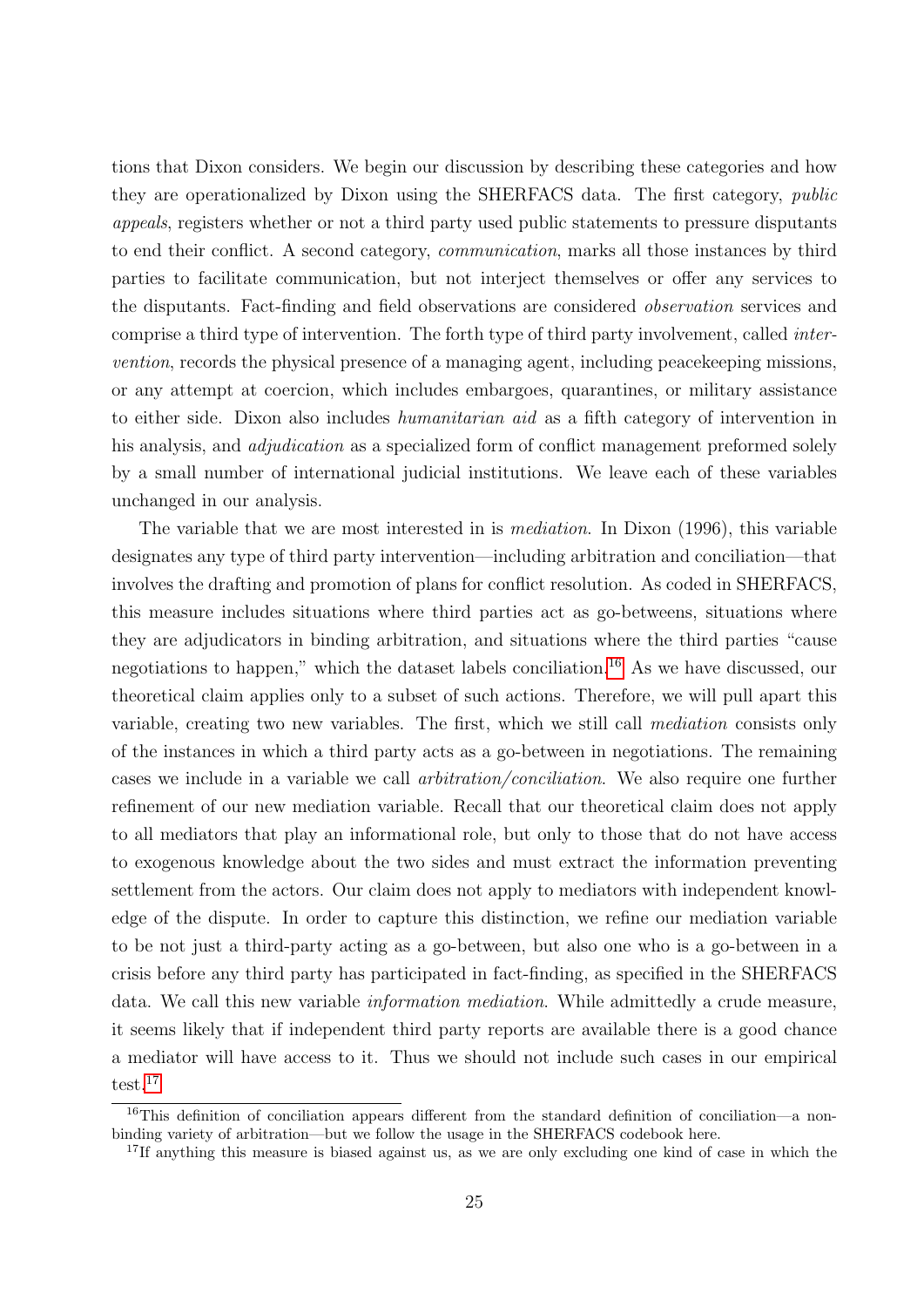tions that Dixon considers. We begin our discussion by describing these categories and how they are operationalized by Dixon using the SHERFACS data. The first category, *public appeals*, registers whether or not a third party used public statements to pressure disputants to end their conflict. A second category, *communication*, marks all those instances by third parties to facilitate communication, but not interject themselves or offer any services to the disputants. Fact-finding and field observations are considered *observation* services and comprise a third type of intervention. The forth type of third party involvement, called *intervention*, records the physical presence of a managing agent, including peacekeeping missions, or any attempt at coercion, which includes embargoes, quarantines, or military assistance to either side. Dixon also includes *humanitarian aid* as a fifth category of intervention in his analysis, and *adjudication* as a specialized form of conflict management preformed solely by a small number of international judicial institutions. We leave each of these variables unchanged in our analysis.

The variable that we are most interested in is *mediation*. In Dixon (1996), this variable designates any type of third party intervention—including arbitration and conciliation—that involves the drafting and promotion of plans for conflict resolution. As coded in SHERFACS, this measure includes situations where third parties act as go-betweens, situations where they are adjudicators in binding arbitration, and situations where the third parties "cause negotiations to happen," which the dataset labels conciliation.[16] As we have discussed, our theoretical claim applies only to a subset of such actions. Therefore, we will pull apart this variable, creating two new variables. The first, which we still call *mediation* consists only of the instances in which a third party acts as a go-between in negotiations. The remaining cases we include in a variable we call *arbitration/conciliation*. We also require one further refinement of our new mediation variable. Recall that our theoretical claim does not apply to all mediators that play an informational role, but only to those that do not have access to exogenous knowledge about the two sides and must extract the information preventing settlement from the actors. Our claim does not apply to mediators with independent knowledge of the dispute. In order to capture this distinction, we refine our mediation variable to be not just a third-party acting as a go-between, but also one who is a go-between in a crisis before any third party has participated in fact-finding, as specified in the SHERFACS data. We call this new variable *information mediation*. While admittedly a crude measure, it seems likely that if independent third party reports are available there is a good chance a mediator will have access to it. Thus we should not include such cases in our empirical test.[17]

[16] This definition of conciliation appears different from the standard definition of conciliation—a non-binding variety of arbitration—but we follow the usage in the SHERFACS codebook here.

[17] If anything this measure is biased against us, as we are only excluding one kind of case in which the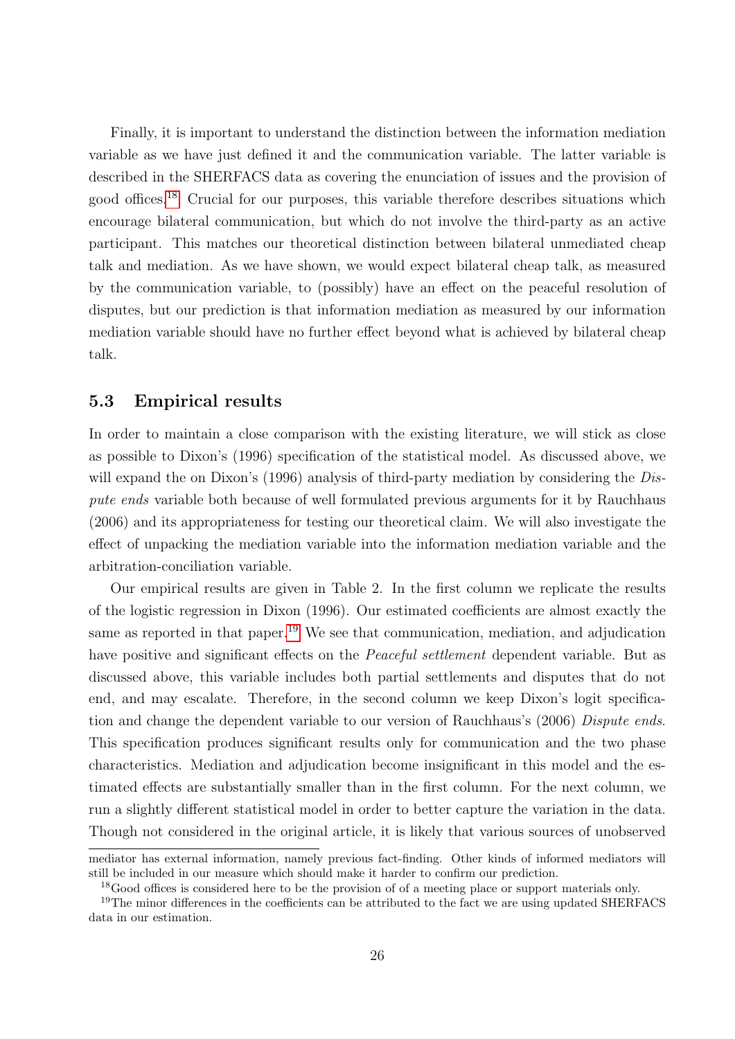Finally, it is important to understand the distinction between the information mediation variable as we have just defined it and the communication variable. The latter variable is described in the SHERFACS data as covering the enunciation of issues and the provision of good offices.[18] Crucial for our purposes, this variable therefore describes situations which encourage bilateral communication, but which do not involve the third-party as an active participant. This matches our theoretical distinction between bilateral unmediated cheap talk and mediation. As we have shown, we would expect bilateral cheap talk, as measured by the communication variable, to (possibly) have an effect on the peaceful resolution of disputes, but our prediction is that information mediation as measured by our information mediation variable should have no further effect beyond what is achieved by bilateral cheap talk.

### 5.3 Empirical results

In order to maintain a close comparison with the existing literature, we will stick as close as possible to Dixon's (1996) specification of the statistical model. As discussed above, we will expand the on Dixon's (1996) analysis of third-party mediation by considering the *Dispute ends* variable both because of well formulated previous arguments for it by Rauchhaus (2006) and its appropriateness for testing our theoretical claim. We will also investigate the effect of unpacking the mediation variable into the information mediation variable and the arbitration-conciliation variable.

Our empirical results are given in Table 2. In the first column we replicate the results of the logistic regression in Dixon (1996). Our estimated coefficients are almost exactly the same as reported in that paper.[19] We see that communication, mediation, and adjudication have positive and significant effects on the *Peaceful settlement* dependent variable. But as discussed above, this variable includes both partial settlements and disputes that do not end, and may escalate. Therefore, in the second column we keep Dixon's logit specification and change the dependent variable to our version of Rauchhaus's (2006) *Dispute ends*. This specification produces significant results only for communication and the two phase characteristics. Mediation and adjudication become insignificant in this model and the estimated effects are substantially smaller than in the first column. For the next column, we run a slightly different statistical model in order to better capture the variation in the data. Though not considered in the original article, it is likely that various sources of unobserved

---

mediator has external information, namely previous fact-finding. Other kinds of informed mediators will still be included in our measure which should make it harder to confirm our prediction.

[18] Good offices is considered here to be the provision of of a meeting place or support materials only.

[19] The minor differences in the coefficients can be attributed to the fact we are using updated SHERFACS data in our estimation.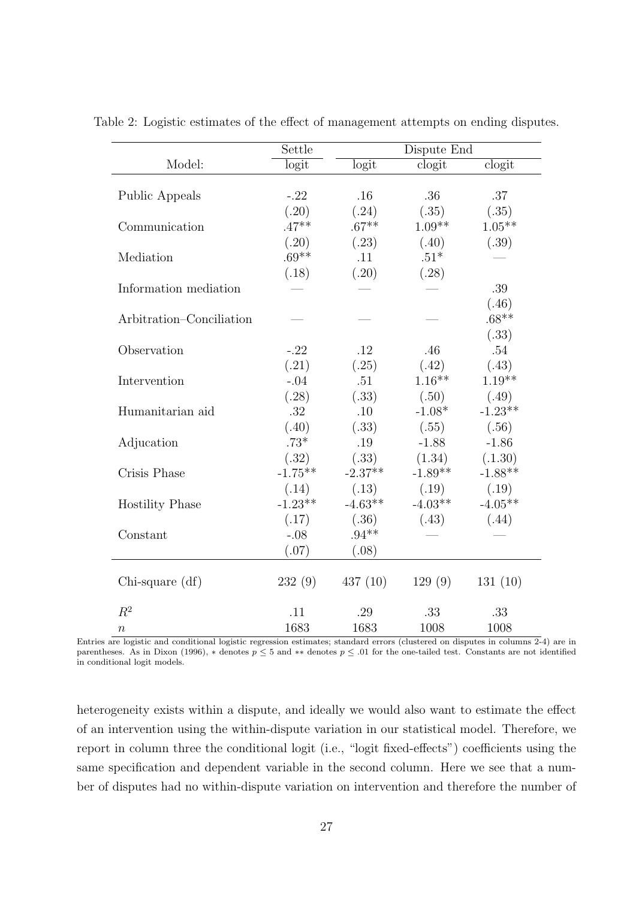Table 2: Logistic estimates of the effect of management attempts on ending disputes.

| | Settle | Dispute End | |
|---|---|---|---|---|
| Model: | logit | logit | clogit | clogit |
| Public Appeals | -.22 | .16 | .36 | .37 |
| | (.20) | (.24) | (.35) | (.35) |
| Communication | .47** | .67** | 1.09** | 1.05** |
| | (.20) | (.23) | (.40) | (.39) |
| Mediation | .69** | .11 | .51* | — |
| | (.18) | (.20) | (.28) | |
| Information mediation | — | — | — | .39 |
| | | | | (.46) |
| Arbitration–Conciliation | — | — | — | .68** |
| | | | | (.33) |
| Observation | -.22 | .12 | .46 | .54 |
| | (.21) | (.25) | (.42) | (.43) |
| Intervention | -.04 | .51 | 1.16** | 1.19** |
| | (.28) | (.33) | (.50) | (.49) |
| Humanitarian aid | .32 | .10 | -1.08* | -1.23** |
| | (.40) | (.33) | (.55) | (.56) |
| Adjucation | .73* | .19 | -1.88 | -1.86 |
| | (.32) | (.33) | (1.34) | (.1.30) |
| Crisis Phase | -1.75** | -2.37** | -1.89** | -1.88** |
| | (.14) | (.13) | (.19) | (.19) |
| Hostility Phase | -1.23** | -4.63** | -4.03** | -4.05** |
| | (.17) | (.36) | (.43) | (.44) |
| Constant | -.08 | .94** | — | — |
| | (.07) | (.08) | | |
| Chi-square (df) | 232 (9) | 437 (10) | 129 (9) | 131 (10) |
| $R^2$ | .11 | .29 | .33 | .33 |
| $n$ | 1683 | 1683 | 1008 | 1008 |

Entries are logistic and conditional logistic regression estimates; standard errors (clustered on disputes in columns 2-4) are in parentheses. As in Dixon (1996), $*$ denotes $p \leq 5$ and $**$ denotes $p \leq .01$ for the one-tailed test. Constants are not identified in conditional logit models.

heterogeneity exists within a dispute, and ideally we would also want to estimate the effect of an intervention using the within-dispute variation in our statistical model. Therefore, we report in column three the conditional logit (i.e., "logit fixed-effects") coefficients using the same specification and dependent variable in the second column. Here we see that a number of disputes had no within-dispute variation on intervention and therefore the number of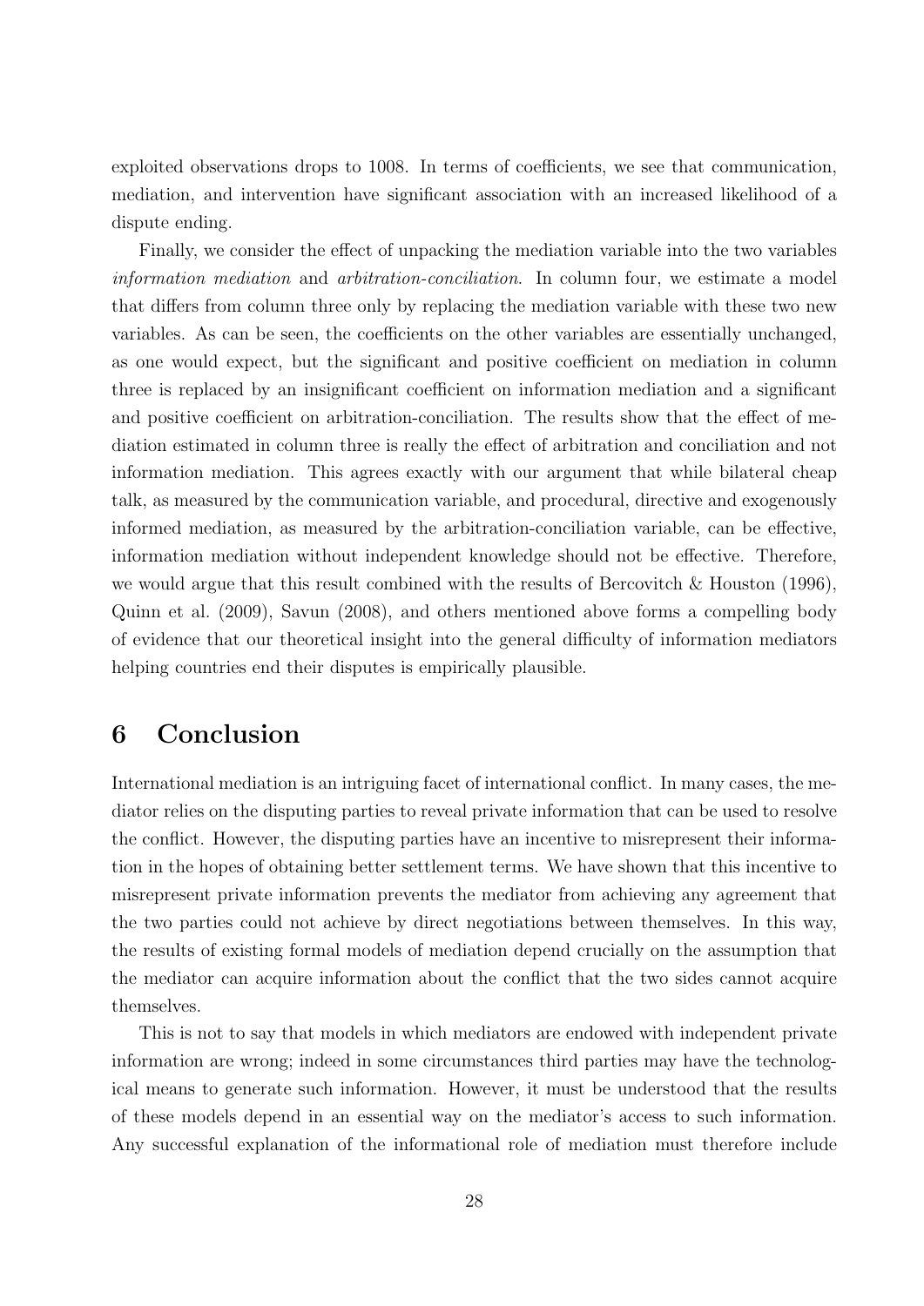exploited observations drops to 1008. In terms of coefficients, we see that communication, mediation, and intervention have significant association with an increased likelihood of a dispute ending.

Finally, we consider the effect of unpacking the mediation variable into the two variables *information mediation* and *arbitration-conciliation*. In column four, we estimate a model that differs from column three only by replacing the mediation variable with these two new variables. As can be seen, the coefficients on the other variables are essentially unchanged, as one would expect, but the significant and positive coefficient on mediation in column three is replaced by an insignificant coefficient on information mediation and a significant and positive coefficient on arbitration-conciliation. The results show that the effect of mediation estimated in column three is really the effect of arbitration and conciliation and not information mediation. This agrees exactly with our argument that while bilateral cheap talk, as measured by the communication variable, and procedural, directive and exogenously informed mediation, as measured by the arbitration-conciliation variable, can be effective, information mediation without independent knowledge should not be effective. Therefore, we would argue that this result combined with the results of Bercovitch & Houston (1996), Quinn et al. (2009), Savun (2008), and others mentioned above forms a compelling body of evidence that our theoretical insight into the general difficulty of information mediators helping countries end their disputes is empirically plausible.

# 6 Conclusion

International mediation is an intriguing facet of international conflict. In many cases, the mediator relies on the disputing parties to reveal private information that can be used to resolve the conflict. However, the disputing parties have an incentive to misrepresent their information in the hopes of obtaining better settlement terms. We have shown that this incentive to misrepresent private information prevents the mediator from achieving any agreement that the two parties could not achieve by direct negotiations between themselves. In this way, the results of existing formal models of mediation depend crucially on the assumption that the mediator can acquire information about the conflict that the two sides cannot acquire themselves.

This is not to say that models in which mediators are endowed with independent private information are wrong; indeed in some circumstances third parties may have the technological means to generate such information. However, it must be understood that the results of these models depend in an essential way on the mediator's access to such information. Any successful explanation of the informational role of mediation must therefore include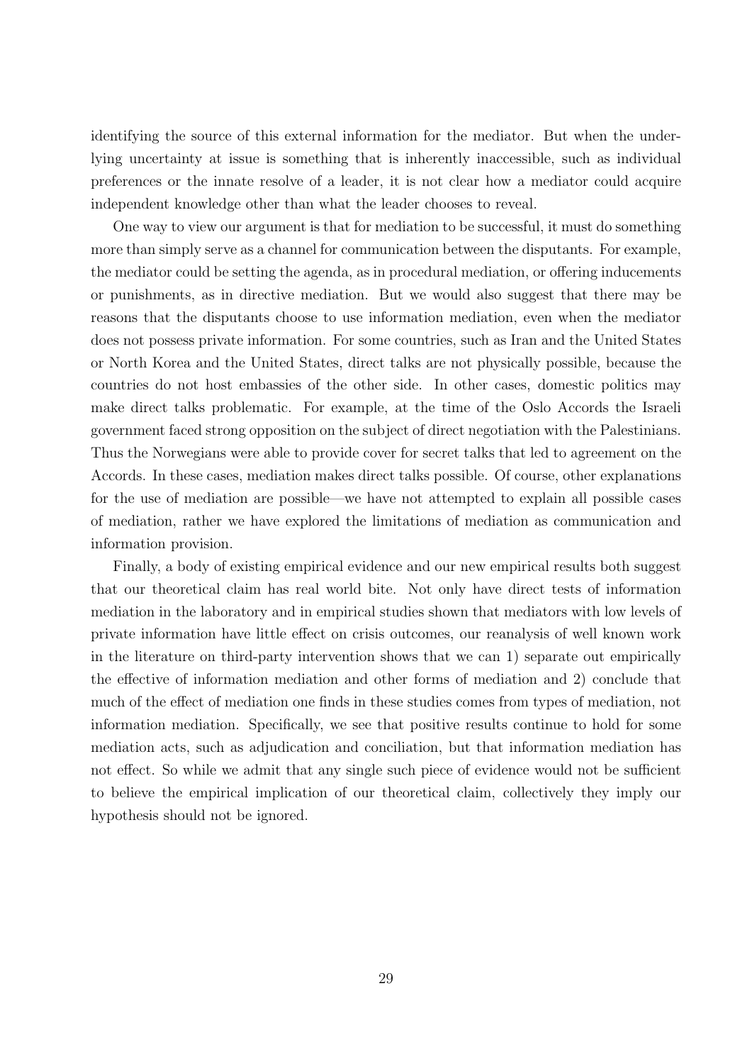identifying the source of this external information for the mediator. But when the underlying uncertainty at issue is something that is inherently inaccessible, such as individual preferences or the innate resolve of a leader, it is not clear how a mediator could acquire independent knowledge other than what the leader chooses to reveal.

One way to view our argument is that for mediation to be successful, it must do something more than simply serve as a channel for communication between the disputants. For example, the mediator could be setting the agenda, as in procedural mediation, or offering inducements or punishments, as in directive mediation. But we would also suggest that there may be reasons that the disputants choose to use information mediation, even when the mediator does not possess private information. For some countries, such as Iran and the United States or North Korea and the United States, direct talks are not physically possible, because the countries do not host embassies of the other side. In other cases, domestic politics may make direct talks problematic. For example, at the time of the Oslo Accords the Israeli government faced strong opposition on the subject of direct negotiation with the Palestinians. Thus the Norwegians were able to provide cover for secret talks that led to agreement on the Accords. In these cases, mediation makes direct talks possible. Of course, other explanations for the use of mediation are possible—we have not attempted to explain all possible cases of mediation, rather we have explored the limitations of mediation as communication and information provision.

Finally, a body of existing empirical evidence and our new empirical results both suggest that our theoretical claim has real world bite. Not only have direct tests of information mediation in the laboratory and in empirical studies shown that mediators with low levels of private information have little effect on crisis outcomes, our reanalysis of well known work in the literature on third-party intervention shows that we can 1) separate out empirically the effective of information mediation and other forms of mediation and 2) conclude that much of the effect of mediation one finds in these studies comes from types of mediation, not information mediation. Specifically, we see that positive results continue to hold for some mediation acts, such as adjudication and conciliation, but that information mediation has not effect. So while we admit that any single such piece of evidence would not be sufficient to believe the empirical implication of our theoretical claim, collectively they imply our hypothesis should not be ignored.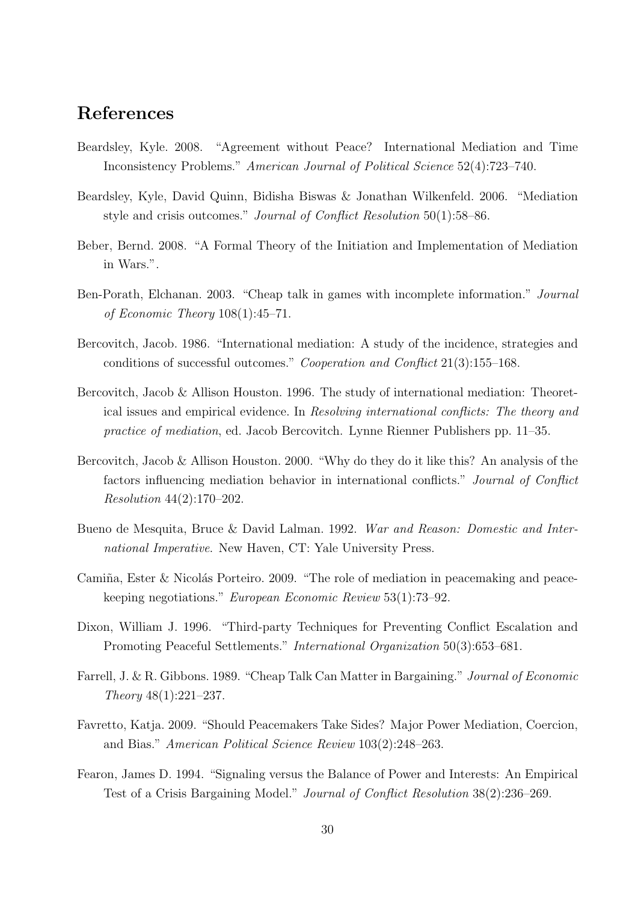## References

Beardsley, Kyle. 2008. "Agreement without Peace? International Mediation and Time Inconsistency Problems." *American Journal of Political Science* 52(4):723–740.

Beardsley, Kyle, David Quinn, Bidisha Biswas & Jonathan Wilkenfeld. 2006. "Mediation style and crisis outcomes." *Journal of Conflict Resolution* 50(1):58–86.

Beber, Bernd. 2008. "A Formal Theory of the Initiation and Implementation of Mediation in Wars.".

Ben-Porath, Elchanan. 2003. "Cheap talk in games with incomplete information." *Journal of Economic Theory* 108(1):45–71.

Bercovitch, Jacob. 1986. "International mediation: A study of the incidence, strategies and conditions of successful outcomes." *Cooperation and Conflict* 21(3):155–168.

Bercovitch, Jacob & Allison Houston. 1996. The study of international mediation: Theoretical issues and empirical evidence. In *Resolving international conflicts: The theory and practice of mediation*, ed. Jacob Bercovitch. Lynne Rienner Publishers pp. 11–35.

Bercovitch, Jacob & Allison Houston. 2000. "Why do they do it like this? An analysis of the factors influencing mediation behavior in international conflicts." *Journal of Conflict Resolution* 44(2):170–202.

Bueno de Mesquita, Bruce & David Lalman. 1992. *War and Reason: Domestic and International Imperative.* New Haven, CT: Yale University Press.

Camiña, Ester & Nicolás Porteiro. 2009. "The role of mediation in peacemaking and peacekeeping negotiations." *European Economic Review* 53(1):73–92.

Dixon, William J. 1996. "Third-party Techniques for Preventing Conflict Escalation and Promoting Peaceful Settlements." *International Organization* 50(3):653–681.

Farrell, J. & R. Gibbons. 1989. "Cheap Talk Can Matter in Bargaining." *Journal of Economic Theory* 48(1):221–237.

Favretto, Katja. 2009. "Should Peacemakers Take Sides? Major Power Mediation, Coercion, and Bias." *American Political Science Review* 103(2):248–263.

Fearon, James D. 1994. "Signaling versus the Balance of Power and Interests: An Empirical Test of a Crisis Bargaining Model." *Journal of Conflict Resolution* 38(2):236–269.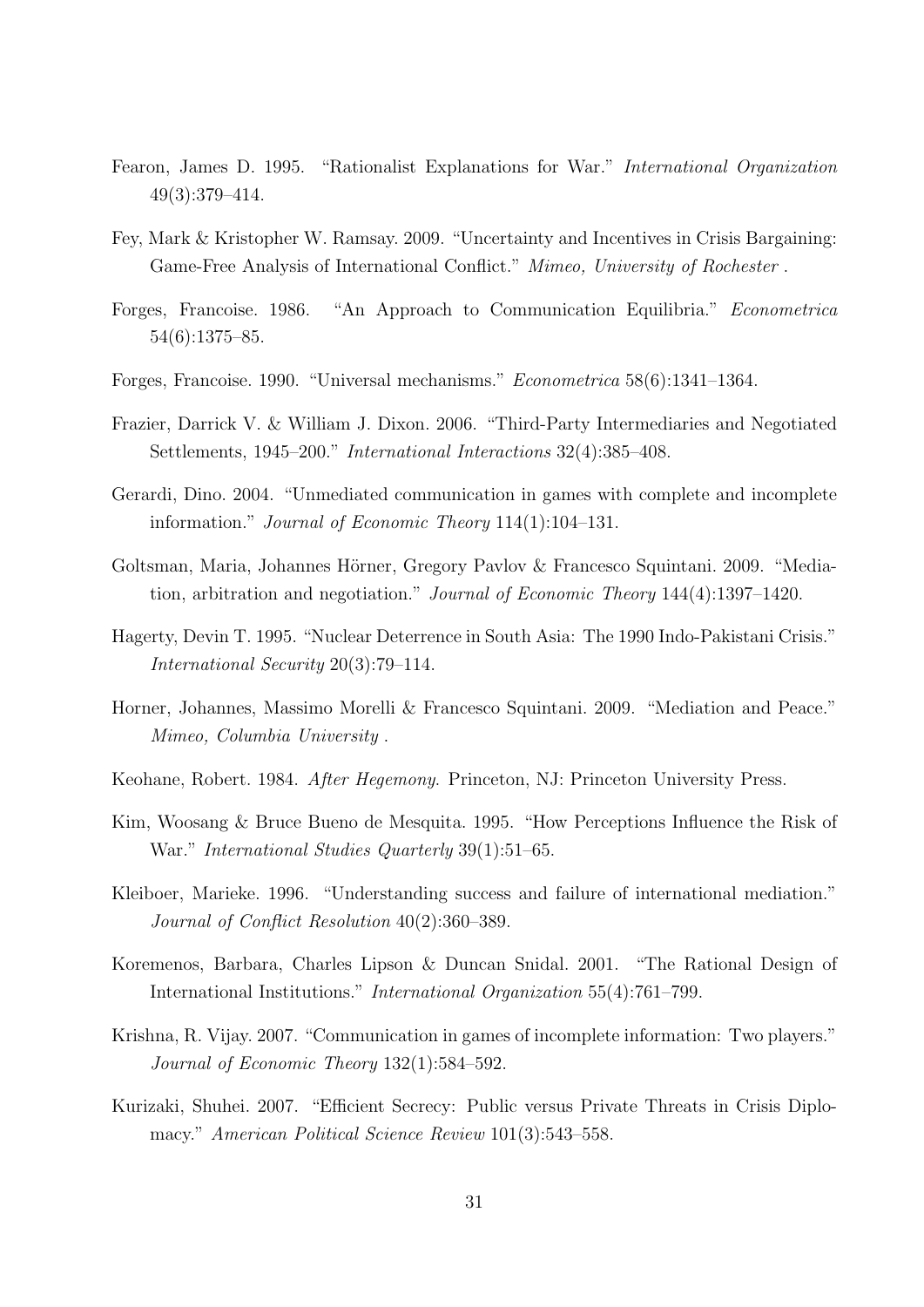Fearon, James D. 1995. "Rationalist Explanations for War." *International Organization* 49(3):379–414.

Fey, Mark & Kristopher W. Ramsay. 2009. "Uncertainty and Incentives in Crisis Bargaining: Game-Free Analysis of International Conflict." *Mimeo, University of Rochester* .

Forges, Francoise. 1986. "An Approach to Communication Equilibria." *Econometrica* 54(6):1375–85.

Forges, Francoise. 1990. "Universal mechanisms." *Econometrica* 58(6):1341–1364.

Frazier, Darrick V. & William J. Dixon. 2006. "Third-Party Intermediaries and Negotiated Settlements, 1945–200." *International Interactions* 32(4):385–408.

Gerardi, Dino. 2004. "Unmediated communication in games with complete and incomplete information." *Journal of Economic Theory* 114(1):104–131.

Goltsman, Maria, Johannes Hörner, Gregory Pavlov & Francesco Squintani. 2009. "Mediation, arbitration and negotiation." *Journal of Economic Theory* 144(4):1397–1420.

Hagerty, Devin T. 1995. "Nuclear Deterrence in South Asia: The 1990 Indo-Pakistani Crisis." *International Security* 20(3):79–114.

Horner, Johannes, Massimo Morelli & Francesco Squintani. 2009. "Mediation and Peace." *Mimeo, Columbia University* .

Keohane, Robert. 1984. *After Hegemony*. Princeton, NJ: Princeton University Press.

Kim, Woosang & Bruce Bueno de Mesquita. 1995. "How Perceptions Influence the Risk of War." *International Studies Quarterly* 39(1):51–65.

Kleiboer, Marieke. 1996. "Understanding success and failure of international mediation." *Journal of Conflict Resolution* 40(2):360–389.

Koremenos, Barbara, Charles Lipson & Duncan Snidal. 2001. "The Rational Design of International Institutions." *International Organization* 55(4):761–799.

Krishna, R. Vijay. 2007. "Communication in games of incomplete information: Two players." *Journal of Economic Theory* 132(1):584–592.

Kurizaki, Shuhei. 2007. "Efficient Secrecy: Public versus Private Threats in Crisis Diplomacy." *American Political Science Review* 101(3):543–558.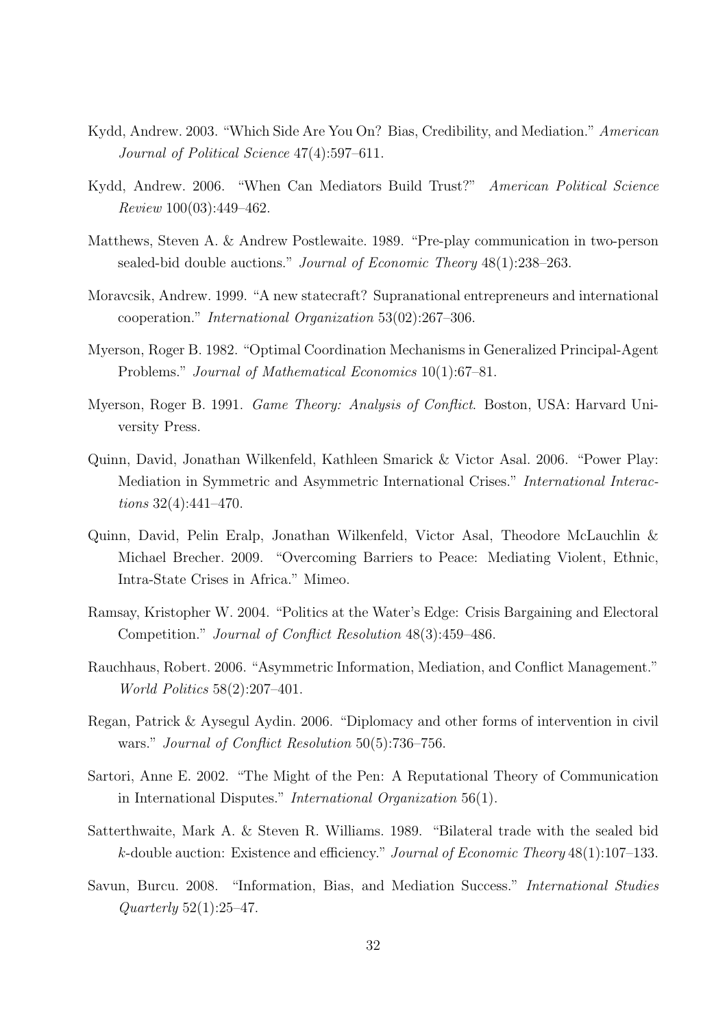Kydd, Andrew. 2003. "Which Side Are You On? Bias, Credibility, and Mediation." *American Journal of Political Science* 47(4):597–611.

Kydd, Andrew. 2006. "When Can Mediators Build Trust?" *American Political Science Review* 100(03):449–462.

Matthews, Steven A. & Andrew Postlewaite. 1989. "Pre-play communication in two-person sealed-bid double auctions." *Journal of Economic Theory* 48(1):238–263.

Moravcsik, Andrew. 1999. "A new statecraft? Supranational entrepreneurs and international cooperation." *International Organization* 53(02):267–306.

Myerson, Roger B. 1982. "Optimal Coordination Mechanisms in Generalized Principal-Agent Problems." *Journal of Mathematical Economics* 10(1):67–81.

Myerson, Roger B. 1991. *Game Theory: Analysis of Conflict*. Boston, USA: Harvard University Press.

Quinn, David, Jonathan Wilkenfeld, Kathleen Smarick & Victor Asal. 2006. "Power Play: Mediation in Symmetric and Asymmetric International Crises." *International Interactions* 32(4):441–470.

Quinn, David, Pelin Eralp, Jonathan Wilkenfeld, Victor Asal, Theodore McLauchlin & Michael Brecher. 2009. "Overcoming Barriers to Peace: Mediating Violent, Ethnic, Intra-State Crises in Africa." Mimeo.

Ramsay, Kristopher W. 2004. "Politics at the Water's Edge: Crisis Bargaining and Electoral Competition." *Journal of Conflict Resolution* 48(3):459–486.

Rauchhaus, Robert. 2006. "Asymmetric Information, Mediation, and Conflict Management." *World Politics* 58(2):207–401.

Regan, Patrick & Aysegul Aydin. 2006. "Diplomacy and other forms of intervention in civil wars." *Journal of Conflict Resolution* 50(5):736–756.

Sartori, Anne E. 2002. "The Might of the Pen: A Reputational Theory of Communication in International Disputes." *International Organization* 56(1).

Satterthwaite, Mark A. & Steven R. Williams. 1989. "Bilateral trade with the sealed bid $k$-double auction: Existence and efficiency." *Journal of Economic Theory* 48(1):107–133.

Savun, Burcu. 2008. "Information, Bias, and Mediation Success." *International Studies Quarterly* 52(1):25–47.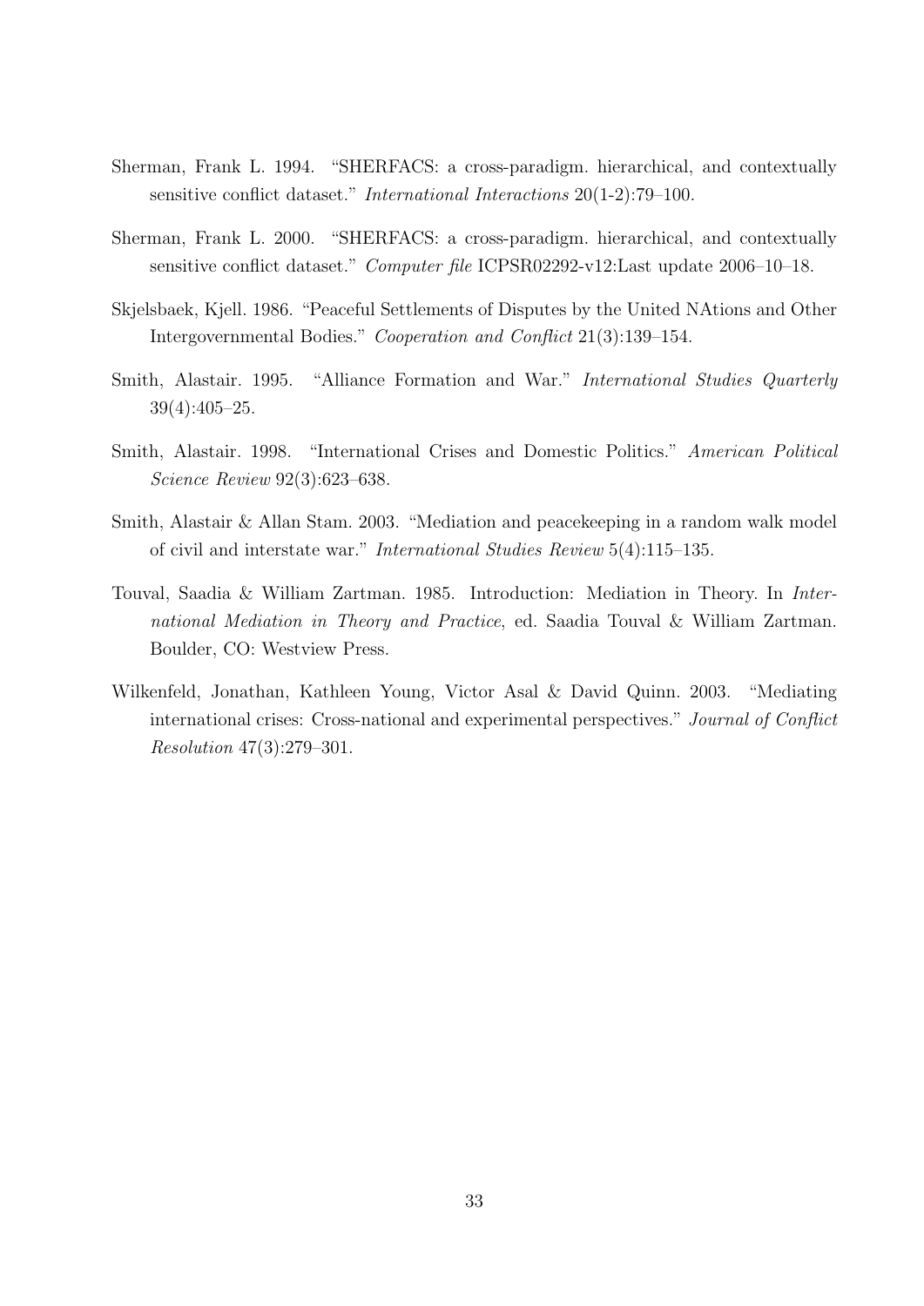Sherman, Frank L. 1994. "SHERFACS: a cross-paradigm. hierarchical, and contextually sensitive conflict dataset." *International Interactions* 20(1-2):79–100.

Sherman, Frank L. 2000. "SHERFACS: a cross-paradigm. hierarchical, and contextually sensitive conflict dataset." *Computer file* ICPSR02292-v12:Last update 2006–10–18.

Skjelsbaek, Kjell. 1986. "Peaceful Settlements of Disputes by the United NAtions and Other Intergovernmental Bodies." *Cooperation and Conflict* 21(3):139–154.

Smith, Alastair. 1995. "Alliance Formation and War." *International Studies Quarterly* 39(4):405–25.

Smith, Alastair. 1998. "International Crises and Domestic Politics." *American Political Science Review* 92(3):623–638.

Smith, Alastair & Allan Stam. 2003. "Mediation and peacekeeping in a random walk model of civil and interstate war." *International Studies Review* 5(4):115–135.

Touval, Saadia & William Zartman. 1985. Introduction: Mediation in Theory. In *International Mediation in Theory and Practice*, ed. Saadia Touval & William Zartman. Boulder, CO: Westview Press.

Wilkenfeld, Jonathan, Kathleen Young, Victor Asal & David Quinn. 2003. "Mediating international crises: Cross-national and experimental perspectives." *Journal of Conflict Resolution* 47(3):279–301.